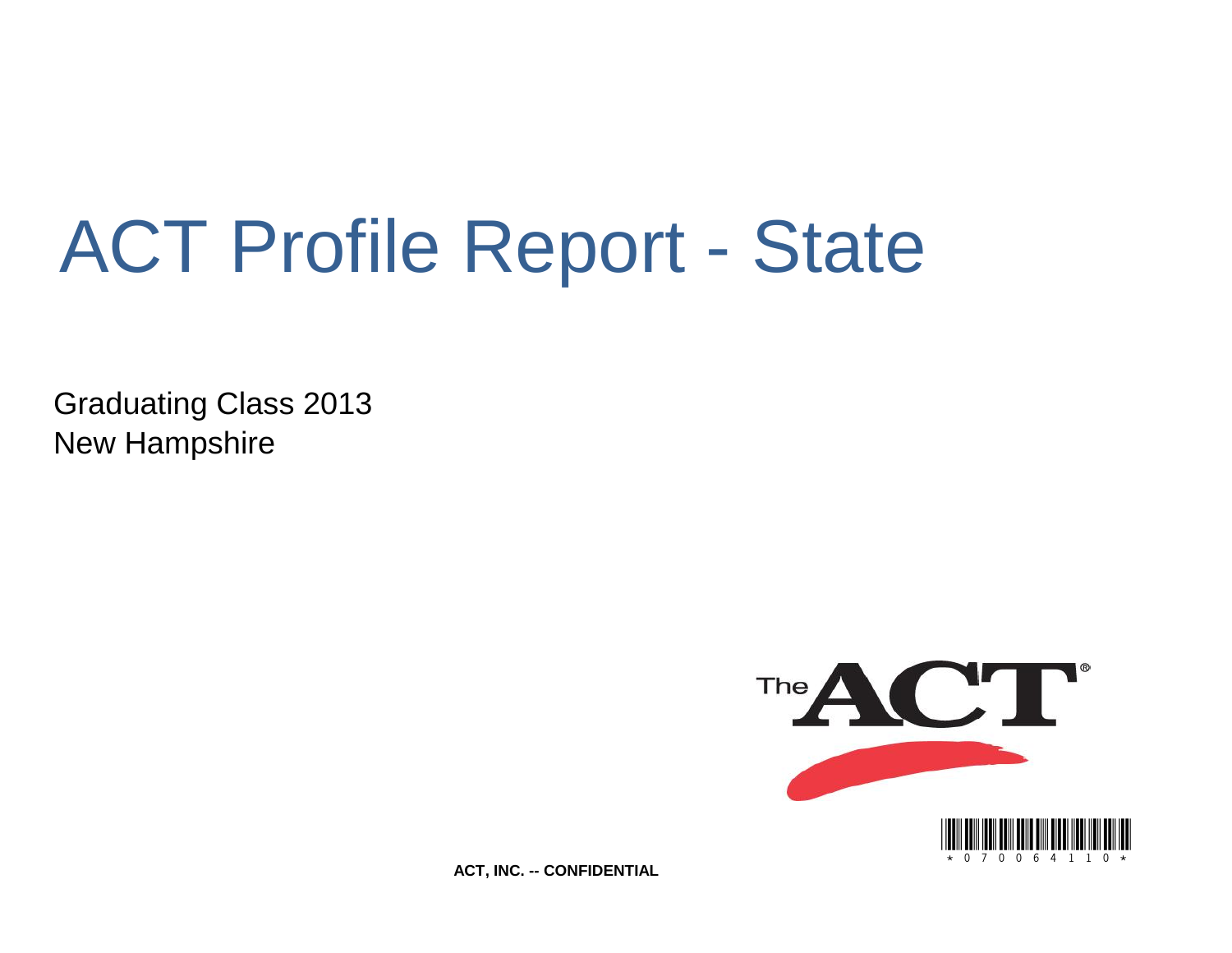# ACT Profile Report - State

Graduating Class 2013
New Hampshire

ACT, INC. -- CONFIDENTIAL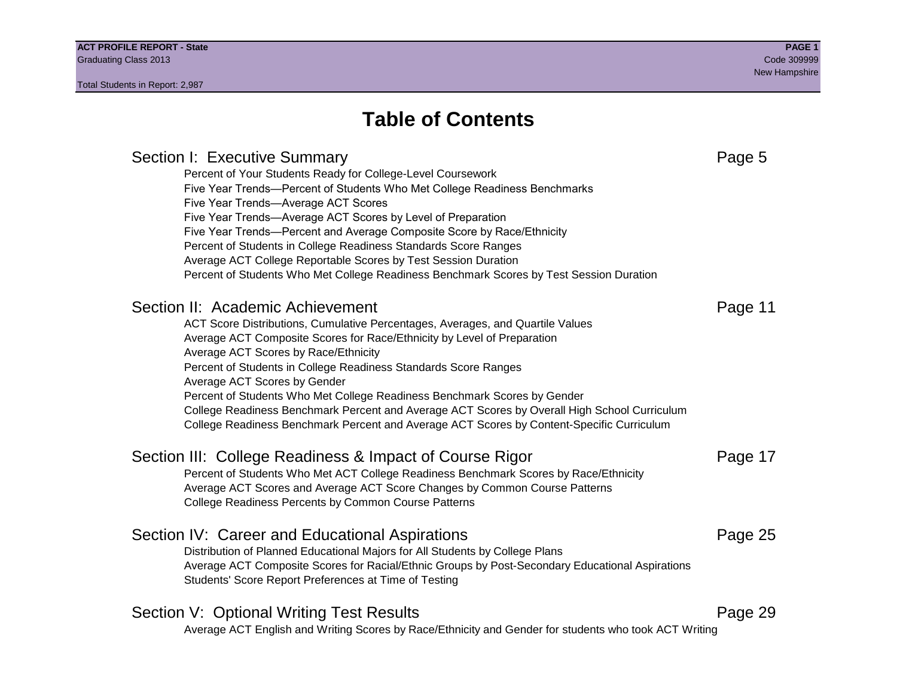# Table of Contents

## Section I: Executive Summary — Page 5

- Percent of Your Students Ready for College-Level Coursework
- Five Year Trends—Percent of Students Who Met College Readiness Benchmarks
- Five Year Trends—Average ACT Scores
- Five Year Trends—Average ACT Scores by Level of Preparation
- Five Year Trends—Percent and Average Composite Score by Race/Ethnicity
- Percent of Students in College Readiness Standards Score Ranges
- Average ACT College Reportable Scores by Test Session Duration
- Percent of Students Who Met College Readiness Benchmark Scores by Test Session Duration

## Section II: Academic Achievement — Page 11

- ACT Score Distributions, Cumulative Percentages, Averages, and Quartile Values
- Average ACT Composite Scores for Race/Ethnicity by Level of Preparation
- Average ACT Scores by Race/Ethnicity
- Percent of Students in College Readiness Standards Score Ranges
- Average ACT Scores by Gender
- Percent of Students Who Met College Readiness Benchmark Scores by Gender
- College Readiness Benchmark Percent and Average ACT Scores by Overall High School Curriculum
- College Readiness Benchmark Percent and Average ACT Scores by Content-Specific Curriculum

## Section III: College Readiness & Impact of Course Rigor — Page 17

- Percent of Students Who Met ACT College Readiness Benchmark Scores by Race/Ethnicity
- Average ACT Scores and Average ACT Score Changes by Common Course Patterns
- College Readiness Percents by Common Course Patterns

## Section IV: Career and Educational Aspirations — Page 25

- Distribution of Planned Educational Majors for All Students by College Plans
- Average ACT Composite Scores for Racial/Ethnic Groups by Post-Secondary Educational Aspirations
- Students' Score Report Preferences at Time of Testing

## Section V: Optional Writing Test Results — Page 29

- Average ACT English and Writing Scores by Race/Ethnicity and Gender for students who took ACT Writing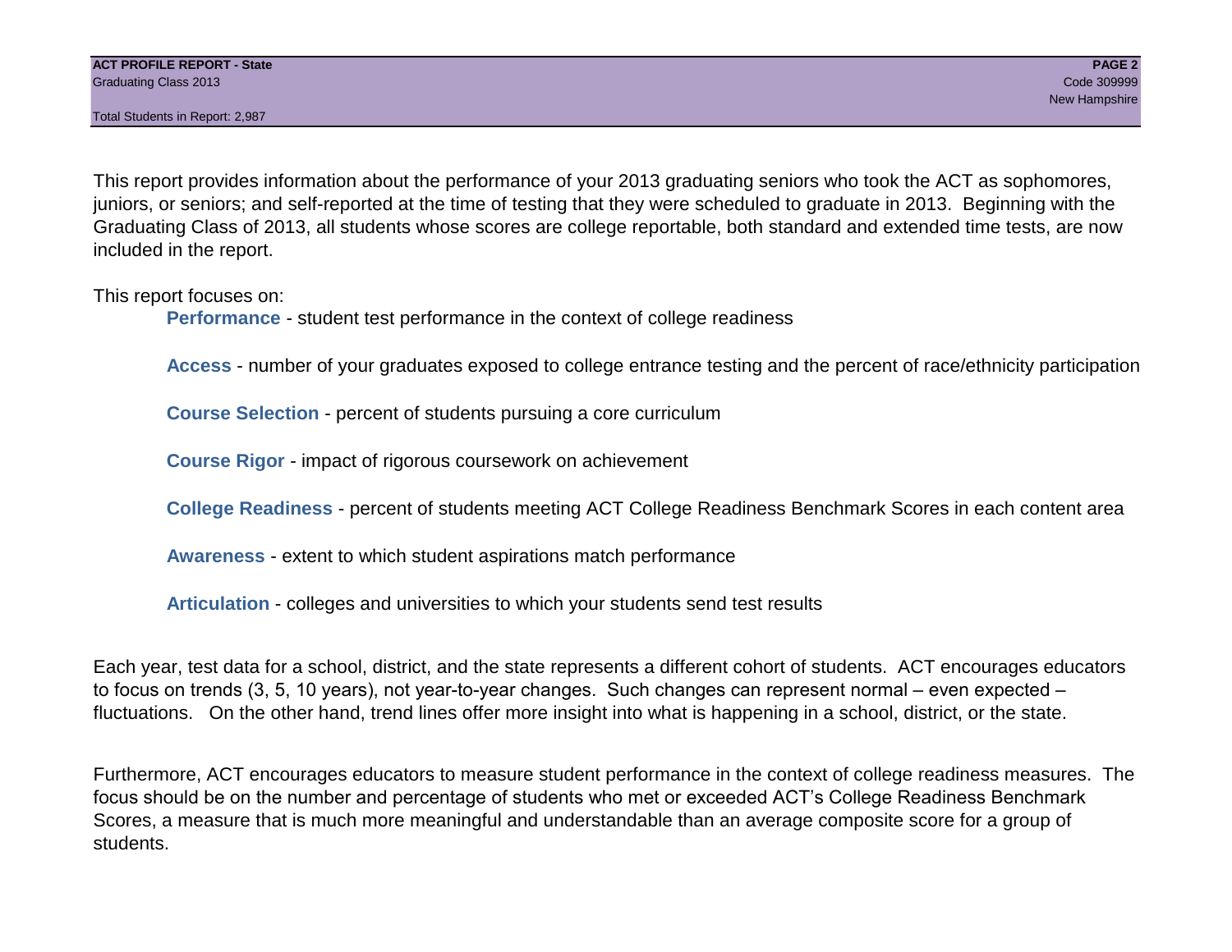This report provides information about the performance of your 2013 graduating seniors who took the ACT as sophomores, juniors, or seniors; and self-reported at the time of testing that they were scheduled to graduate in 2013. Beginning with the Graduating Class of 2013, all students whose scores are college reportable, both standard and extended time tests, are now included in the report.

This report focuses on:

**Performance** - student test performance in the context of college readiness

**Access** - number of your graduates exposed to college entrance testing and the percent of race/ethnicity participation

**Course Selection** - percent of students pursuing a core curriculum

**Course Rigor** - impact of rigorous coursework on achievement

**College Readiness** - percent of students meeting ACT College Readiness Benchmark Scores in each content area

**Awareness** - extent to which student aspirations match performance

**Articulation** - colleges and universities to which your students send test results

Each year, test data for a school, district, and the state represents a different cohort of students. ACT encourages educators to focus on trends (3, 5, 10 years), not year-to-year changes. Such changes can represent normal – even expected – fluctuations. On the other hand, trend lines offer more insight into what is happening in a school, district, or the state.

Furthermore, ACT encourages educators to measure student performance in the context of college readiness measures. The focus should be on the number and percentage of students who met or exceeded ACT's College Readiness Benchmark Scores, a measure that is much more meaningful and understandable than an average composite score for a group of students.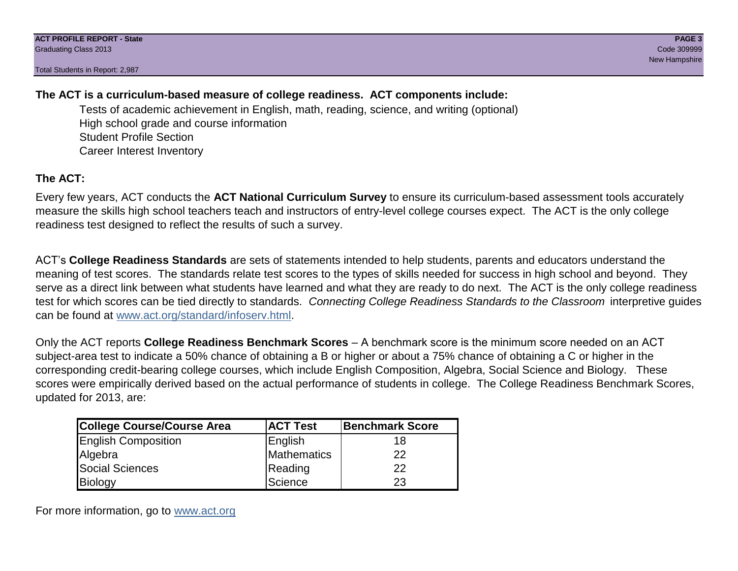**The ACT is a curriculum-based measure of college readiness. ACT components include:**

- Tests of academic achievement in English, math, reading, science, and writing (optional)
- High school grade and course information
- Student Profile Section
- Career Interest Inventory

**The ACT:**

Every few years, ACT conducts the **ACT National Curriculum Survey** to ensure its curriculum-based assessment tools accurately measure the skills high school teachers teach and instructors of entry-level college courses expect. The ACT is the only college readiness test designed to reflect the results of such a survey.

ACT's **College Readiness Standards** are sets of statements intended to help students, parents and educators understand the meaning of test scores. The standards relate test scores to the types of skills needed for success in high school and beyond. They serve as a direct link between what students have learned and what they are ready to do next. The ACT is the only college readiness test for which scores can be tied directly to standards. *Connecting College Readiness Standards to the Classroom* interpretive guides can be found at www.act.org/standard/infoserv.html.

Only the ACT reports **College Readiness Benchmark Scores** – A benchmark score is the minimum score needed on an ACT subject-area test to indicate a 50% chance of obtaining a B or higher or about a 75% chance of obtaining a C or higher in the corresponding credit-bearing college courses, which include English Composition, Algebra, Social Science and Biology. These scores were empirically derived based on the actual performance of students in college. The College Readiness Benchmark Scores, updated for 2013, are:

| College Course/Course Area | ACT Test | Benchmark Score |
|---|---|---|
| English Composition | English | 18 |
| Algebra | Mathematics | 22 |
| Social Sciences | Reading | 22 |
| Biology | Science | 23 |

For more information, go to www.act.org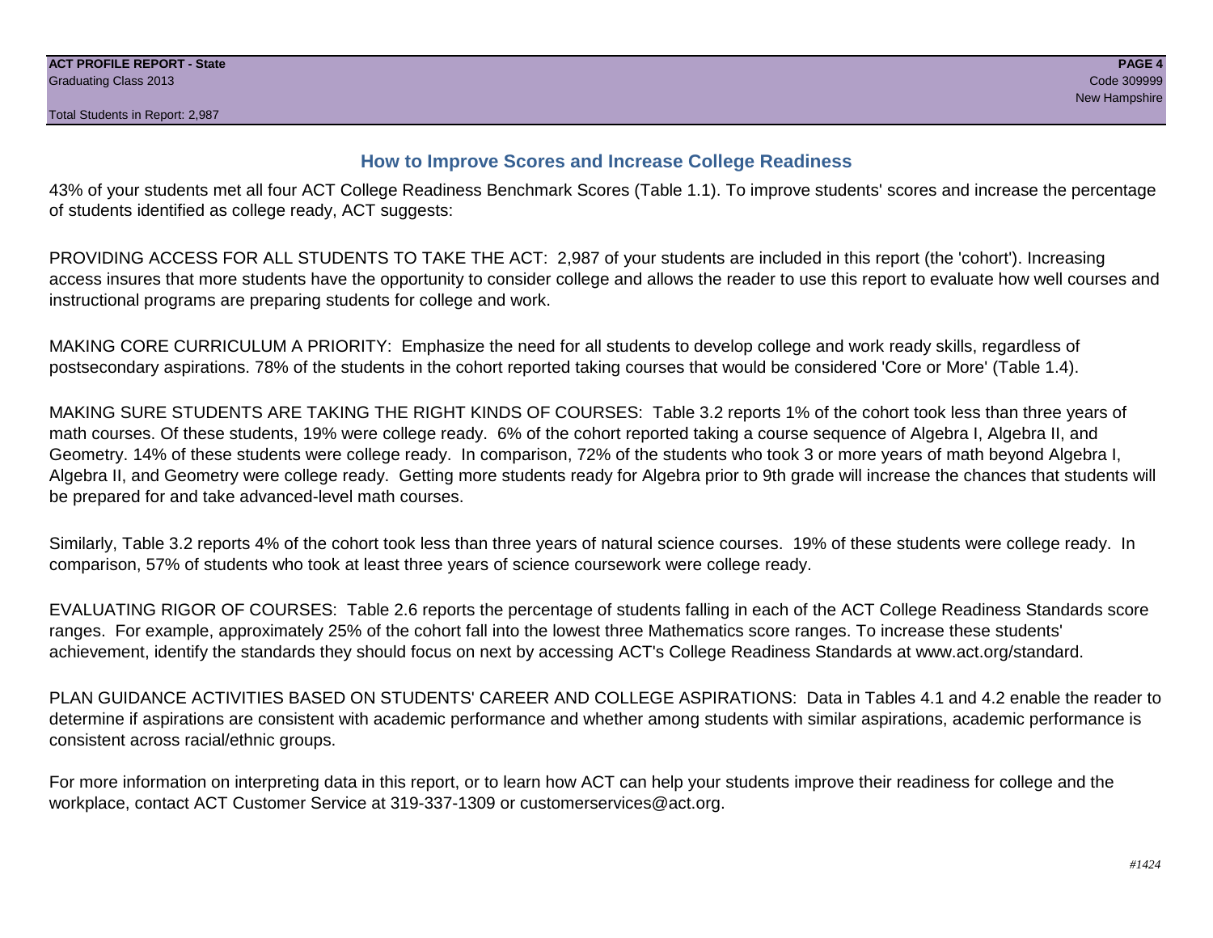## How to Improve Scores and Increase College Readiness

43% of your students met all four ACT College Readiness Benchmark Scores (Table 1.1). To improve students' scores and increase the percentage of students identified as college ready, ACT suggests:

PROVIDING ACCESS FOR ALL STUDENTS TO TAKE THE ACT: 2,987 of your students are included in this report (the 'cohort'). Increasing access insures that more students have the opportunity to consider college and allows the reader to use this report to evaluate how well courses and instructional programs are preparing students for college and work.

MAKING CORE CURRICULUM A PRIORITY: Emphasize the need for all students to develop college and work ready skills, regardless of postsecondary aspirations. 78% of the students in the cohort reported taking courses that would be considered 'Core or More' (Table 1.4).

MAKING SURE STUDENTS ARE TAKING THE RIGHT KINDS OF COURSES: Table 3.2 reports 1% of the cohort took less than three years of math courses. Of these students, 19% were college ready. 6% of the cohort reported taking a course sequence of Algebra I, Algebra II, and Geometry. 14% of these students were college ready. In comparison, 72% of the students who took 3 or more years of math beyond Algebra I, Algebra II, and Geometry were college ready. Getting more students ready for Algebra prior to 9th grade will increase the chances that students will be prepared for and take advanced-level math courses.

Similarly, Table 3.2 reports 4% of the cohort took less than three years of natural science courses. 19% of these students were college ready. In comparison, 57% of students who took at least three years of science coursework were college ready.

EVALUATING RIGOR OF COURSES: Table 2.6 reports the percentage of students falling in each of the ACT College Readiness Standards score ranges. For example, approximately 25% of the cohort fall into the lowest three Mathematics score ranges. To increase these students' achievement, identify the standards they should focus on next by accessing ACT's College Readiness Standards at www.act.org/standard.

PLAN GUIDANCE ACTIVITIES BASED ON STUDENTS' CAREER AND COLLEGE ASPIRATIONS: Data in Tables 4.1 and 4.2 enable the reader to determine if aspirations are consistent with academic performance and whether among students with similar aspirations, academic performance is consistent across racial/ethnic groups.

For more information on interpreting data in this report, or to learn how ACT can help your students improve their readiness for college and the workplace, contact ACT Customer Service at 319-337-1309 or customerservices@act.org.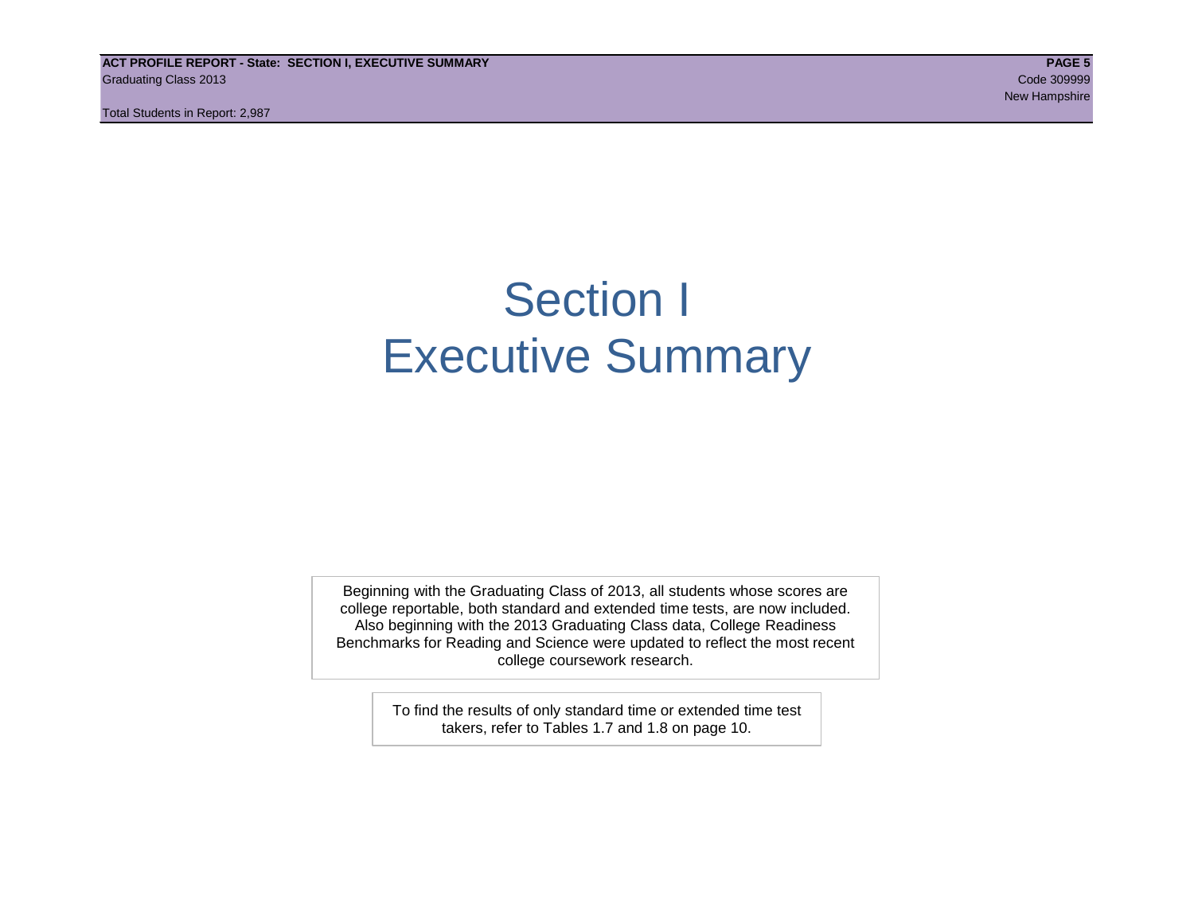# Section I
# Executive Summary

Beginning with the Graduating Class of 2013, all students whose scores are college reportable, both standard and extended time tests, are now included. Also beginning with the 2013 Graduating Class data, College Readiness Benchmarks for Reading and Science were updated to reflect the most recent college coursework research.

To find the results of only standard time or extended time test takers, refer to Tables 1.7 and 1.8 on page 10.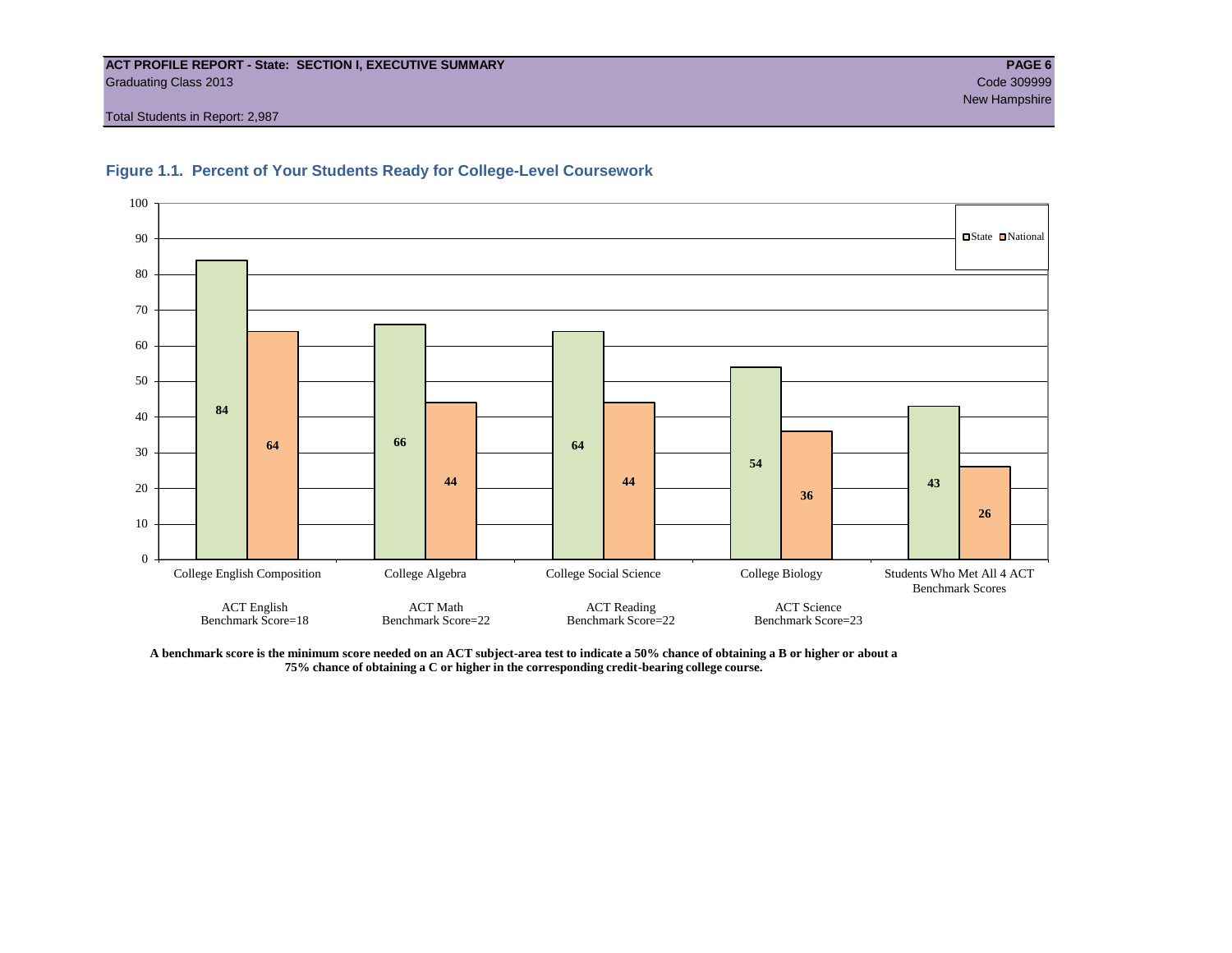ACT PROFILE REPORT - State: SECTION I, EXECUTIVE SUMMARY
Graduating Class 2013
Code 309999
New Hampshire
Total Students in Report: 2,987

## Figure 1.1. Percent of Your Students Ready for College-Level Coursework

State National

100
90
80
70
60
50
40
30
20
10
0

84
64
66
44
64
44
54
36
43
26

College English Composition
College Algebra
College Social Science
College Biology
Students Who Met All 4 ACT Benchmark Scores

ACT English Benchmark Score=18
ACT Math Benchmark Score=22
ACT Reading Benchmark Score=22
ACT Science Benchmark Score=23

**A benchmark score is the minimum score needed on an ACT subject-area test to indicate a 50% chance of obtaining a B or higher or about a 75% chance of obtaining a C or higher in the corresponding credit-bearing college course.**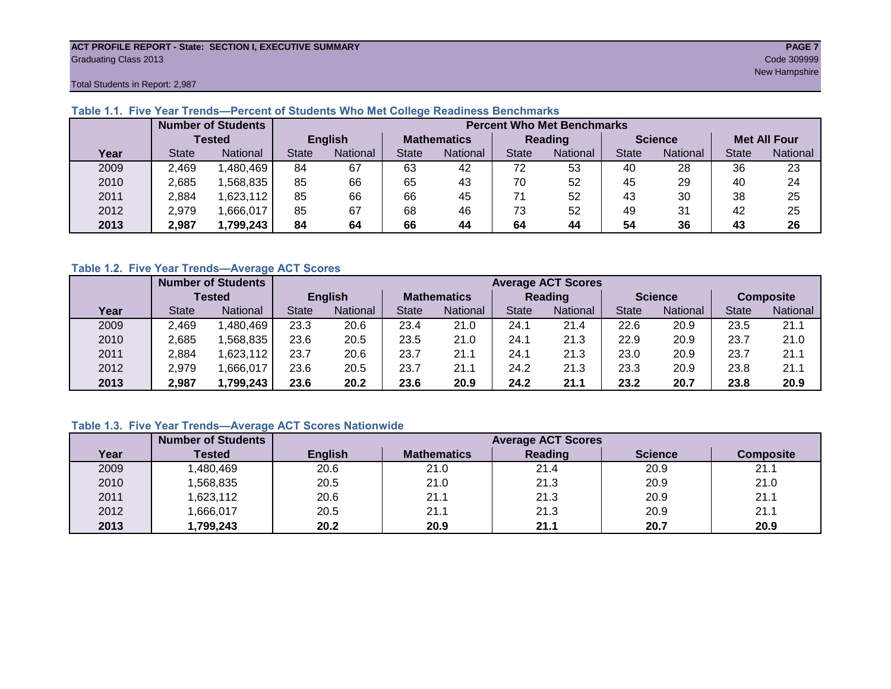**ACT PROFILE REPORT - State: SECTION I, EXECUTIVE SUMMARY**
Graduating Class 2013

Code 309999
New Hampshire

Total Students in Report: 2,987

### Table 1.1. Five Year Trends—Percent of Students Who Met College Readiness Benchmarks

| | Number of Students Tested | | Percent Who Met Benchmarks | | | | | | | | | |
|---|---|---|---|---|---|---|---|---|---|---|---|---|
| | | | English | | Mathematics | | Reading | | Science | | Met All Four | |
| Year | State | National | State | National | State | National | State | National | State | National | State | National |
| 2009 | 2,469 | 1,480,469 | 84 | 67 | 63 | 42 | 72 | 53 | 40 | 28 | 36 | 23 |
| 2010 | 2,685 | 1,568,835 | 85 | 66 | 65 | 43 | 70 | 52 | 45 | 29 | 40 | 24 |
| 2011 | 2,884 | 1,623,112 | 85 | 66 | 66 | 45 | 71 | 52 | 43 | 30 | 38 | 25 |
| 2012 | 2,979 | 1,666,017 | 85 | 67 | 68 | 46 | 73 | 52 | 49 | 31 | 42 | 25 |
| **2013** | **2,987** | **1,799,243** | **84** | **64** | **66** | **44** | **64** | **44** | **54** | **36** | **43** | **26** |

### Table 1.2. Five Year Trends—Average ACT Scores

| | Number of Students Tested | | Average ACT Scores | | | | | | | | | |
|---|---|---|---|---|---|---|---|---|---|---|---|---|
| | | | English | | Mathematics | | Reading | | Science | | Composite | |
| Year | State | National | State | National | State | National | State | National | State | National | State | National |
| 2009 | 2,469 | 1,480,469 | 23.3 | 20.6 | 23.4 | 21.0 | 24.1 | 21.4 | 22.6 | 20.9 | 23.5 | 21.1 |
| 2010 | 2,685 | 1,568,835 | 23.6 | 20.5 | 23.5 | 21.0 | 24.1 | 21.3 | 22.9 | 20.9 | 23.7 | 21.0 |
| 2011 | 2,884 | 1,623,112 | 23.7 | 20.6 | 23.7 | 21.1 | 24.1 | 21.3 | 23.0 | 20.9 | 23.7 | 21.1 |
| 2012 | 2,979 | 1,666,017 | 23.6 | 20.5 | 23.7 | 21.1 | 24.2 | 21.3 | 23.3 | 20.9 | 23.8 | 21.1 |
| **2013** | **2,987** | **1,799,243** | **23.6** | **20.2** | **23.6** | **20.9** | **24.2** | **21.1** | **23.2** | **20.7** | **23.8** | **20.9** |

### Table 1.3. Five Year Trends—Average ACT Scores Nationwide

| | Number of Students | Average ACT Scores | | | | |
|---|---|---|---|---|---|---|
| Year | Tested | English | Mathematics | Reading | Science | Composite |
| 2009 | 1,480,469 | 20.6 | 21.0 | 21.4 | 20.9 | 21.1 |
| 2010 | 1,568,835 | 20.5 | 21.0 | 21.3 | 20.9 | 21.0 |
| 2011 | 1,623,112 | 20.6 | 21.1 | 21.3 | 20.9 | 21.1 |
| 2012 | 1,666,017 | 20.5 | 21.1 | 21.3 | 20.9 | 21.1 |
| **2013** | **1,799,243** | **20.2** | **20.9** | **21.1** | **20.7** | **20.9** |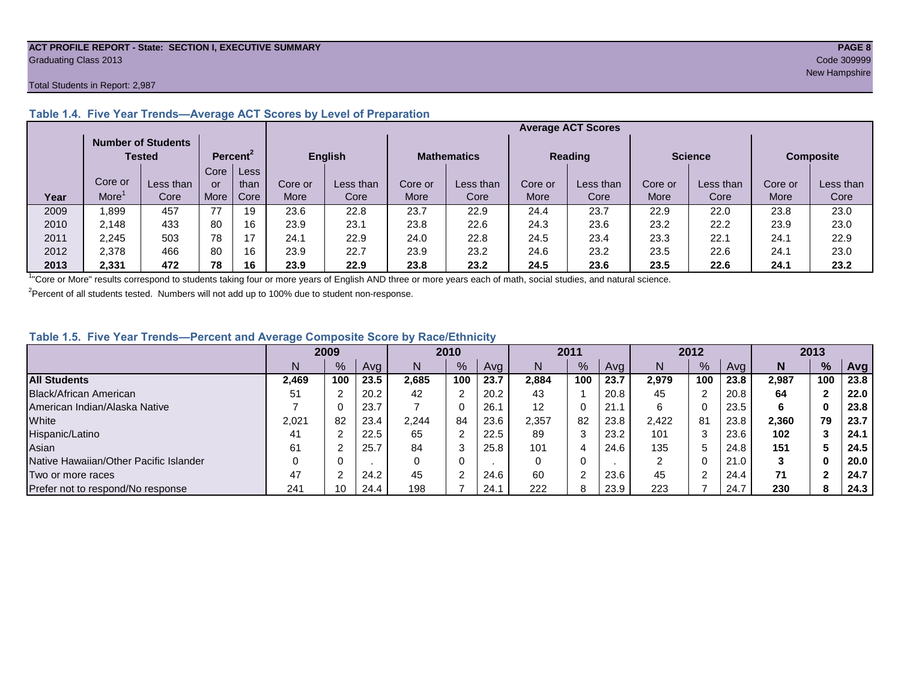ACT PROFILE REPORT - State: SECTION I, EXECUTIVE SUMMARY

Graduating Class 2013

Code 309999

New Hampshire

Total Students in Report: 2,987

### Table 1.4. Five Year Trends—Average ACT Scores by Level of Preparation

| | Number of Students Tested | | Percent[2] | | Average ACT Scores | | | | | | | | | |
|---|---|---|---|---|---|---|---|---|---|---|---|---|---|---|
| | | | | | English | | Mathematics | | Reading | | Science | | Composite | |
| Year | Core or More[1] | Less than Core | Core or More | Less than Core | Core or More | Less than Core | Core or More | Less than Core | Core or More | Less than Core | Core or More | Less than Core | Core or More | Less than Core |
| 2009 | 1,899 | 457 | 77 | 19 | 23.6 | 22.8 | 23.7 | 22.9 | 24.4 | 23.7 | 22.9 | 22.0 | 23.8 | 23.0 |
| 2010 | 2,148 | 433 | 80 | 16 | 23.9 | 23.1 | 23.8 | 22.6 | 24.3 | 23.6 | 23.2 | 22.2 | 23.9 | 23.0 |
| 2011 | 2,245 | 503 | 78 | 17 | 24.1 | 22.9 | 24.0 | 22.8 | 24.5 | 23.4 | 23.3 | 22.1 | 24.1 | 22.9 |
| 2012 | 2,378 | 466 | 80 | 16 | 23.9 | 22.7 | 23.9 | 23.2 | 24.6 | 23.2 | 23.5 | 22.6 | 24.1 | 23.0 |
| **2013** | **2,331** | **472** | **78** | **16** | **23.9** | **22.9** | **23.8** | **23.2** | **24.5** | **23.6** | **23.5** | **22.6** | **24.1** | **23.2** |

[1] "Core or More" results correspond to students taking four or more years of English AND three or more years each of math, social studies, and natural science.

[2] Percent of all students tested. Numbers will not add up to 100% due to student non-response.

### Table 1.5. Five Year Trends—Percent and Average Composite Score by Race/Ethnicity

| | 2009 | | | 2010 | | | 2011 | | | 2012 | | | 2013 | | |
|---|---|---|---|---|---|---|---|---|---|---|---|---|---|---|---|
| | N | % | Avg | N | % | Avg | N | % | Avg | N | % | Avg | **N** | **%** | **Avg** |
| **All Students** | **2,469** | **100** | **23.5** | **2,685** | **100** | **23.7** | **2,884** | **100** | **23.7** | **2,979** | **100** | **23.8** | **2,987** | **100** | **23.8** |
| Black/African American | 51 | 2 | 20.2 | 42 | 2 | 20.2 | 43 | 1 | 20.8 | 45 | 2 | 20.8 | **64** | **2** | **22.0** |
| American Indian/Alaska Native | 7 | 0 | 23.7 | 7 | 0 | 26.1 | 12 | 0 | 21.1 | 6 | 0 | 23.5 | **6** | **0** | **23.8** |
| White | 2,021 | 82 | 23.4 | 2,244 | 84 | 23.6 | 2,357 | 82 | 23.8 | 2,422 | 81 | 23.8 | **2,360** | **79** | **23.7** |
| Hispanic/Latino | 41 | 2 | 22.5 | 65 | 2 | 22.5 | 89 | 3 | 23.2 | 101 | 3 | 23.6 | **102** | **3** | **24.1** |
| Asian | 61 | 2 | 25.7 | 84 | 3 | 25.8 | 101 | 4 | 24.6 | 135 | 5 | 24.8 | **151** | **5** | **24.5** |
| Native Hawaiian/Other Pacific Islander | 0 | 0 | . | 0 | 0 | . | 0 | 0 | . | 2 | 0 | 21.0 | **3** | **0** | **20.0** |
| Two or more races | 47 | 2 | 24.2 | 45 | 2 | 24.6 | 60 | 2 | 23.6 | 45 | 2 | 24.4 | **71** | **2** | **24.7** |
| Prefer not to respond/No response | 241 | 10 | 24.4 | 198 | 7 | 24.1 | 222 | 8 | 23.9 | 223 | 7 | 24.7 | **230** | **8** | **24.3** |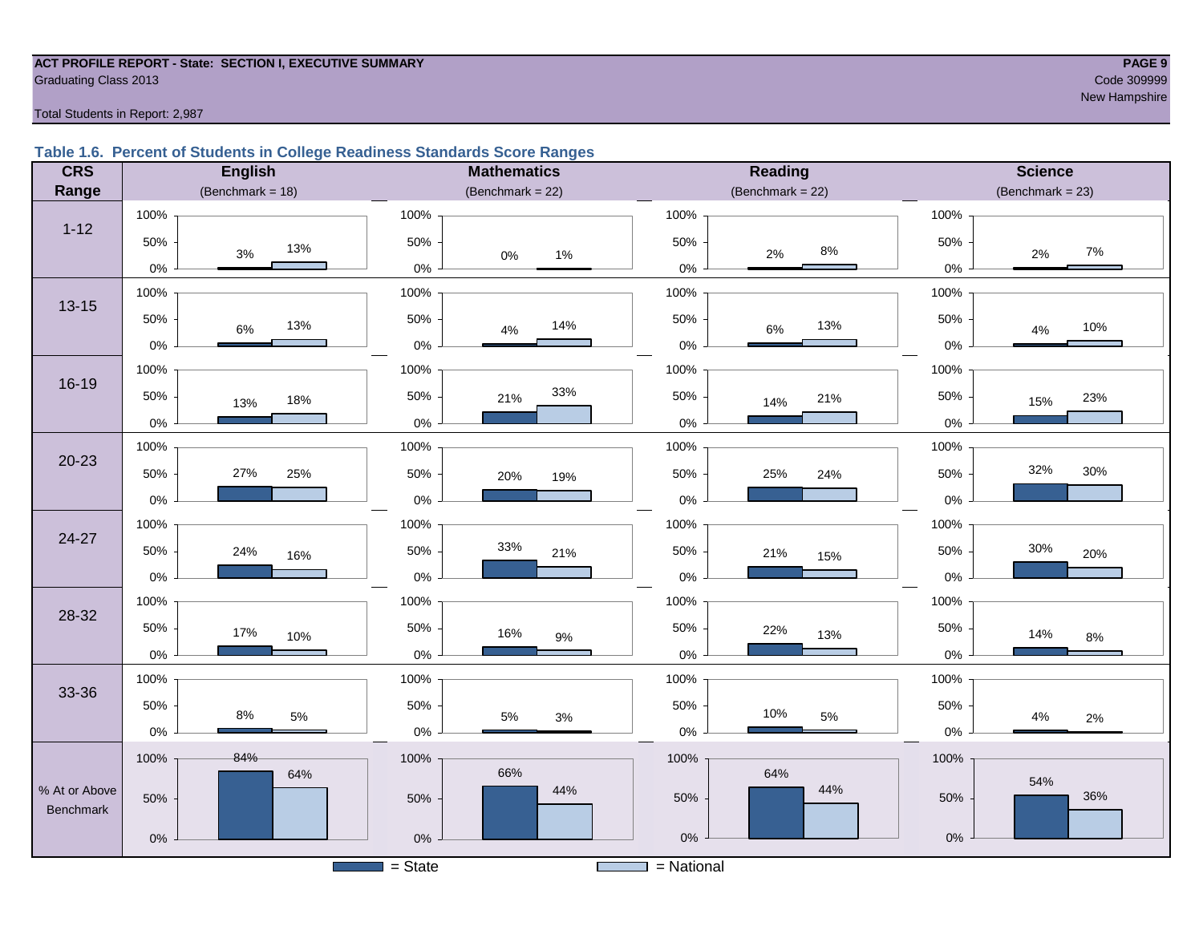ACT PROFILE REPORT - State: SECTION I, EXECUTIVE SUMMARY
Graduating Class 2013

Code 309999
New Hampshire

Total Students in Report: 2,987

## Table 1.6. Percent of Students in College Readiness Standards Score Ranges

CRS Range

English (Benchmark = 18)

Mathematics (Benchmark = 22)

Reading (Benchmark = 22)

Science (Benchmark = 23)

1-12
English: 3% 13%
Mathematics: 0% 1%
Reading: 2% 8%
Science: 2% 7%

13-15
English: 6% 13%
Mathematics: 4% 14%
Reading: 6% 13%
Science: 4% 10%

16-19
English: 13% 18%
Mathematics: 21% 33%
Reading: 14% 21%
Science: 15% 23%

20-23
English: 27% 25%
Mathematics: 20% 19%
Reading: 25% 24%
Science: 32% 30%

24-27
English: 24% 16%
Mathematics: 33% 21%
Reading: 21% 15%
Science: 30% 20%

28-32
English: 17% 10%
Mathematics: 16% 9%
Reading: 22% 13%
Science: 14% 8%

33-36
English: 8% 5%
Mathematics: 5% 3%
Reading: 10% 5%
Science: 4% 2%

% At or Above Benchmark
English: 84% 64%
Mathematics: 66% 44%
Reading: 64% 44%
Science: 54% 36%

100%
50%
0%

= State
= National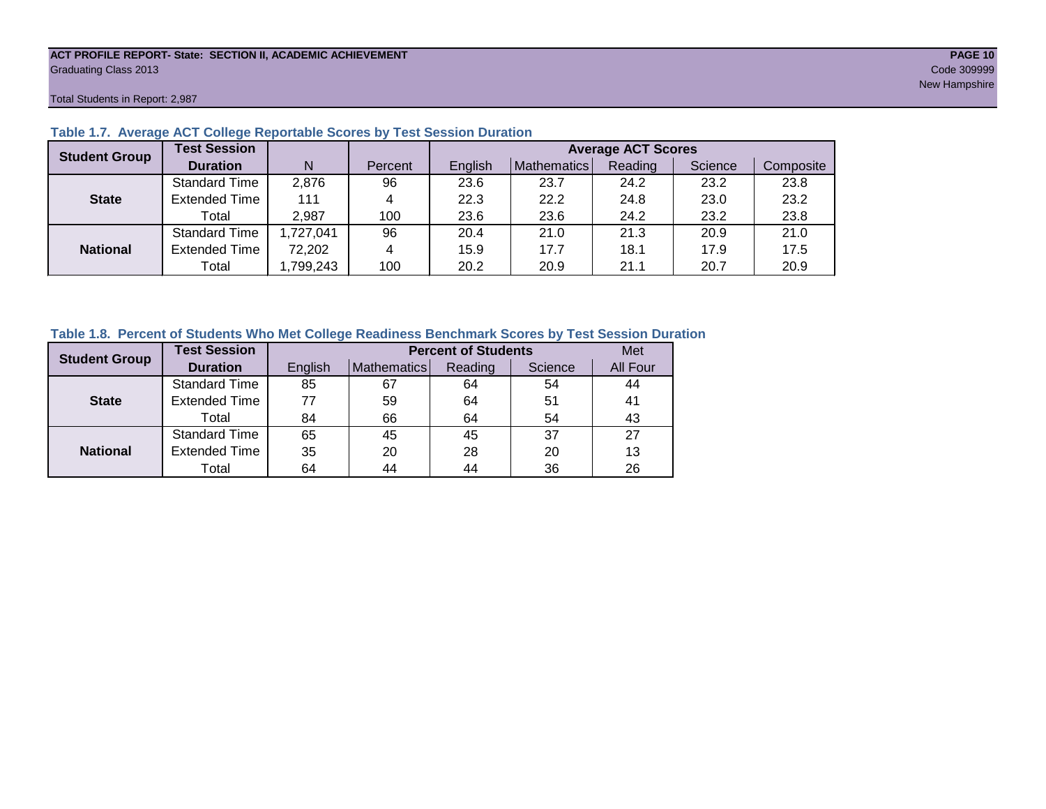Total Students in Report: 2,987

### Table 1.7. Average ACT College Reportable Scores by Test Session Duration

| Student Group | Test Session Duration | N | Percent | Average ACT Scores | | | | |
|---|---|---|---|---|---|---|---|---|
| | | | | English | Mathematics | Reading | Science | Composite |
| State | Standard Time | 2,876 | 96 | 23.6 | 23.7 | 24.2 | 23.2 | 23.8 |
| | Extended Time | 111 | 4 | 22.3 | 22.2 | 24.8 | 23.0 | 23.2 |
| | Total | 2,987 | 100 | 23.6 | 23.6 | 24.2 | 23.2 | 23.8 |
| National | Standard Time | 1,727,041 | 96 | 20.4 | 21.0 | 21.3 | 20.9 | 21.0 |
| | Extended Time | 72,202 | 4 | 15.9 | 17.7 | 18.1 | 17.9 | 17.5 |
| | Total | 1,799,243 | 100 | 20.2 | 20.9 | 21.1 | 20.7 | 20.9 |

### Table 1.8. Percent of Students Who Met College Readiness Benchmark Scores by Test Session Duration

| Student Group | Test Session Duration | Percent of Students | | | | Met |
|---|---|---|---|---|---|---|
| | | English | Mathematics | Reading | Science | All Four |
| State | Standard Time | 85 | 67 | 64 | 54 | 44 |
| | Extended Time | 77 | 59 | 64 | 51 | 41 |
| | Total | 84 | 66 | 64 | 54 | 43 |
| National | Standard Time | 65 | 45 | 45 | 37 | 27 |
| | Extended Time | 35 | 20 | 28 | 20 | 13 |
| | Total | 64 | 44 | 44 | 36 | 26 |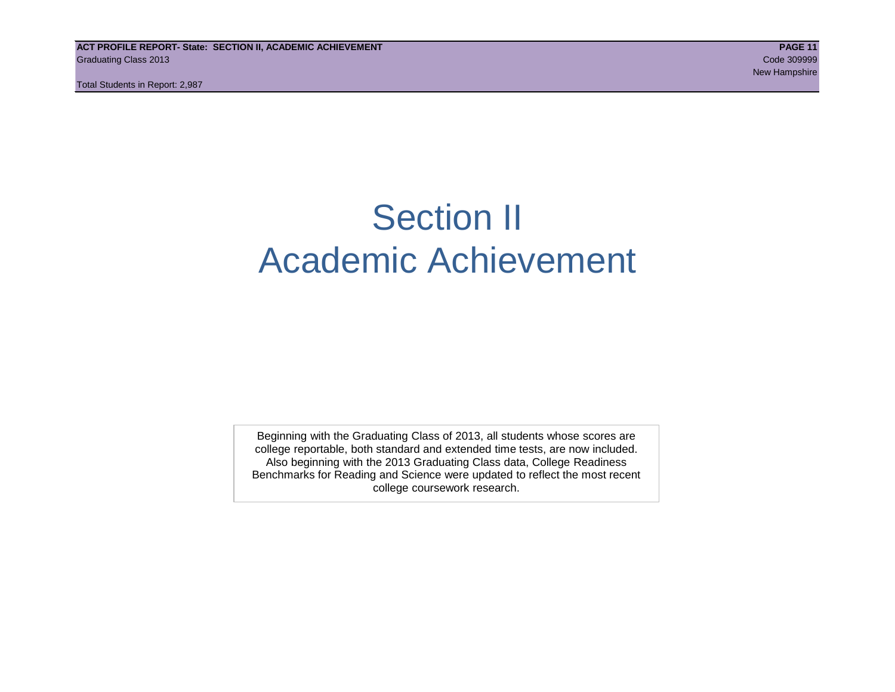# Section II
# Academic Achievement

Beginning with the Graduating Class of 2013, all students whose scores are college reportable, both standard and extended time tests, are now included. Also beginning with the 2013 Graduating Class data, College Readiness Benchmarks for Reading and Science were updated to reflect the most recent college coursework research.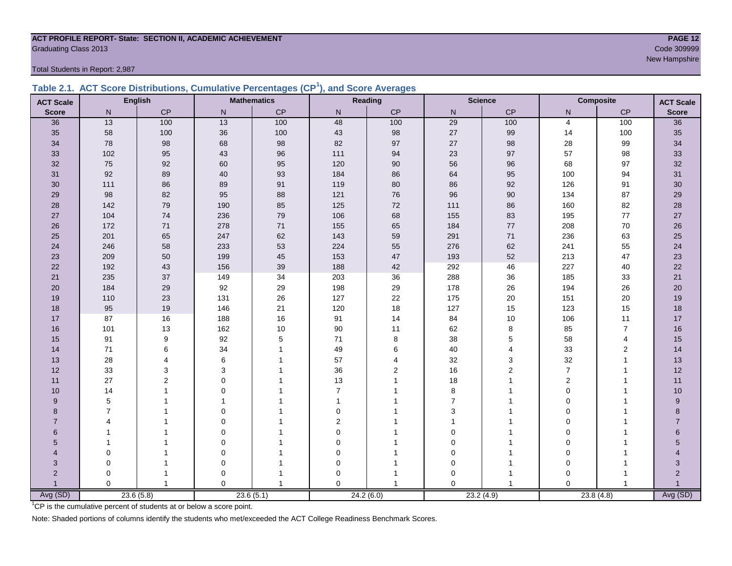**ACT PROFILE REPORT- State: SECTION II, ACADEMIC ACHIEVEMENT**
Graduating Class 2013

Code 309999
New Hampshire

Total Students in Report: 2,987

## Table 2.1. ACT Score Distributions, Cumulative Percentages (CP[1]), and Score Averages

| ACT Scale | English | | Mathematics | | Reading | | Science | | Composite | | ACT Scale |
|---|---|---|---|---|---|---|---|---|---|---|---|
| Score | N | CP | N | CP | N | CP | N | CP | N | CP | Score |
| 36 | 13 | 100 | 13 | 100 | 48 | 100 | 29 | 100 | 4 | 100 | 36 |
| 35 | 58 | 100 | 36 | 100 | 43 | 98 | 27 | 99 | 14 | 100 | 35 |
| 34 | 78 | 98 | 68 | 98 | 82 | 97 | 27 | 98 | 28 | 99 | 34 |
| 33 | 102 | 95 | 43 | 96 | 111 | 94 | 23 | 97 | 57 | 98 | 33 |
| 32 | 75 | 92 | 60 | 95 | 120 | 90 | 56 | 96 | 68 | 97 | 32 |
| 31 | 92 | 89 | 40 | 93 | 184 | 86 | 64 | 95 | 100 | 94 | 31 |
| 30 | 111 | 86 | 89 | 91 | 119 | 80 | 86 | 92 | 126 | 91 | 30 |
| 29 | 98 | 82 | 95 | 88 | 121 | 76 | 96 | 90 | 134 | 87 | 29 |
| 28 | 142 | 79 | 190 | 85 | 125 | 72 | 111 | 86 | 160 | 82 | 28 |
| 27 | 104 | 74 | 236 | 79 | 106 | 68 | 155 | 83 | 195 | 77 | 27 |
| 26 | 172 | 71 | 278 | 71 | 155 | 65 | 184 | 77 | 208 | 70 | 26 |
| 25 | 201 | 65 | 247 | 62 | 143 | 59 | 291 | 71 | 236 | 63 | 25 |
| 24 | 246 | 58 | 233 | 53 | 224 | 55 | 276 | 62 | 241 | 55 | 24 |
| 23 | 209 | 50 | 199 | 45 | 153 | 47 | 193 | 52 | 213 | 47 | 23 |
| 22 | 192 | 43 | 156 | 39 | 188 | 42 | 292 | 46 | 227 | 40 | 22 |
| 21 | 235 | 37 | 149 | 34 | 203 | 36 | 288 | 36 | 185 | 33 | 21 |
| 20 | 184 | 29 | 92 | 29 | 198 | 29 | 178 | 26 | 194 | 26 | 20 |
| 19 | 110 | 23 | 131 | 26 | 127 | 22 | 175 | 20 | 151 | 20 | 19 |
| 18 | 95 | 19 | 146 | 21 | 120 | 18 | 127 | 15 | 123 | 15 | 18 |
| 17 | 87 | 16 | 188 | 16 | 91 | 14 | 84 | 10 | 106 | 11 | 17 |
| 16 | 101 | 13 | 162 | 10 | 90 | 11 | 62 | 8 | 85 | 7 | 16 |
| 15 | 91 | 9 | 92 | 5 | 71 | 8 | 38 | 5 | 58 | 4 | 15 |
| 14 | 71 | 6 | 34 | 1 | 49 | 6 | 40 | 4 | 33 | 2 | 14 |
| 13 | 28 | 4 | 6 | 1 | 57 | 4 | 32 | 3 | 32 | 1 | 13 |
| 12 | 33 | 3 | 3 | 1 | 36 | 2 | 16 | 2 | 7 | 1 | 12 |
| 11 | 27 | 2 | 0 | 1 | 13 | 1 | 18 | 1 | 2 | 1 | 11 |
| 10 | 14 | 1 | 0 | 1 | 7 | 1 | 8 | 1 | 0 | 1 | 10 |
| 9 | 5 | 1 | 1 | 1 | 1 | 1 | 7 | 1 | 0 | 1 | 9 |
| 8 | 7 | 1 | 0 | 1 | 0 | 1 | 3 | 1 | 0 | 1 | 8 |
| 7 | 4 | 1 | 0 | 1 | 2 | 1 | 1 | 1 | 0 | 1 | 7 |
| 6 | 1 | 1 | 0 | 1 | 0 | 1 | 0 | 1 | 0 | 1 | 6 |
| 5 | 1 | 1 | 0 | 1 | 0 | 1 | 0 | 1 | 0 | 1 | 5 |
| 4 | 0 | 1 | 0 | 1 | 0 | 1 | 0 | 1 | 0 | 1 | 4 |
| 3 | 0 | 1 | 0 | 1 | 0 | 1 | 0 | 1 | 0 | 1 | 3 |
| 2 | 0 | 1 | 0 | 1 | 0 | 1 | 0 | 1 | 0 | 1 | 2 |
| 1 | 0 | 1 | 0 | 1 | 0 | 1 | 0 | 1 | 0 | 1 | 1 |
| Avg (SD) | 23.6 (5.8) | | 23.6 (5.1) | | 24.2 (6.0) | | 23.2 (4.9) | | 23.8 (4.8) | | Avg (SD) |

[1]CP is the cumulative percent of students at or below a score point.

Note: Shaded portions of columns identify the students who met/exceeded the ACT College Readiness Benchmark Scores.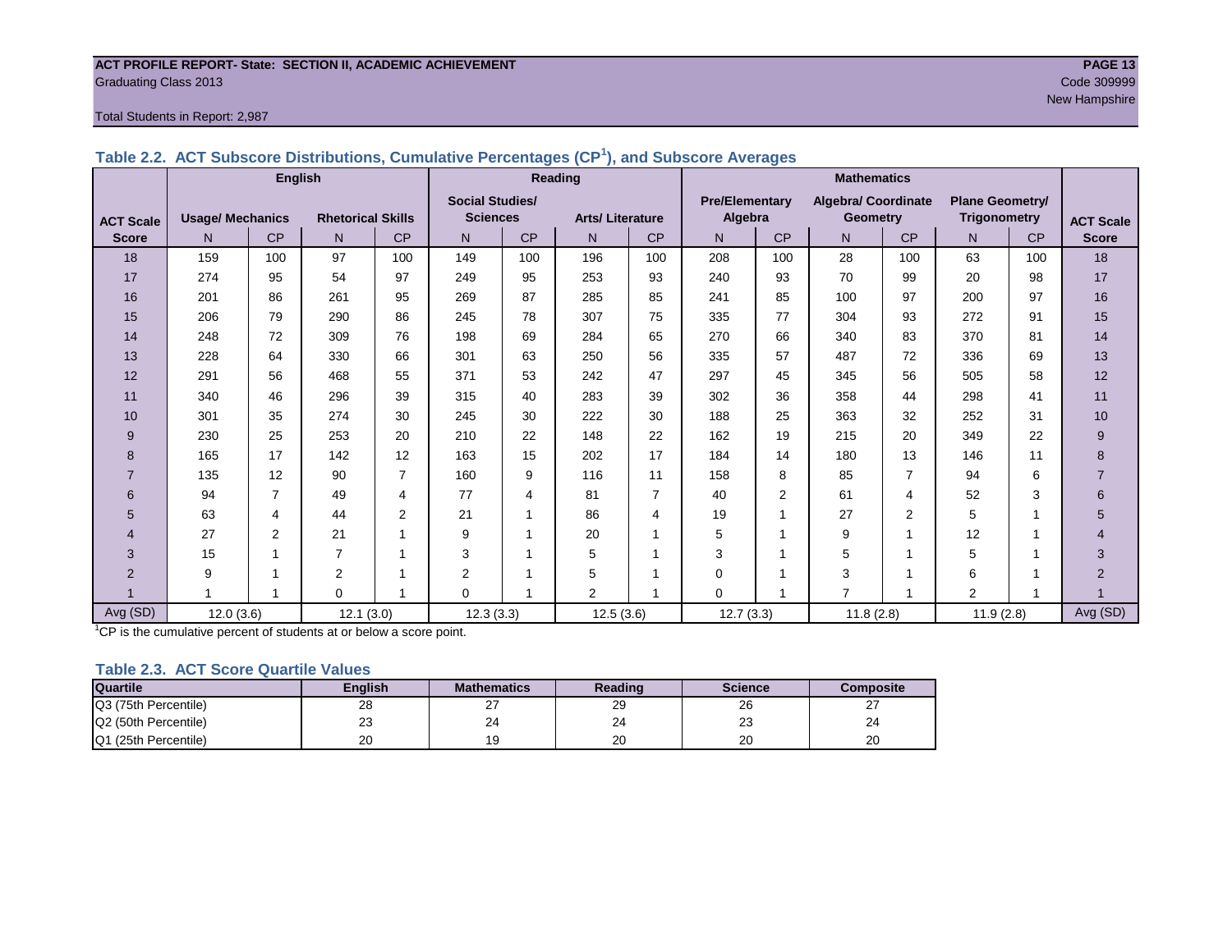ACT PROFILE REPORT- State: SECTION II, ACADEMIC ACHIEVEMENT
Graduating Class 2013
Code 309999
New Hampshire

Total Students in Report: 2,987

### Table 2.2. ACT Subscore Distributions, Cumulative Percentages (CP[1]), and Subscore Averages

| | English | | | | Reading | | | | Mathematics | | | | | | |
|---|---|---|---|---|---|---|---|---|---|---|---|---|---|---|---|
| ACT Scale | Usage/ Mechanics | | Rhetorical Skills | | Social Studies/ Sciences | | Arts/ Literature | | Pre/Elementary Algebra | | Algebra/ Coordinate Geometry | | Plane Geometry/ Trigonometry | | ACT Scale |
| Score | N | CP | N | CP | N | CP | N | CP | N | CP | N | CP | N | CP | Score |
| 18 | 159 | 100 | 97 | 100 | 149 | 100 | 196 | 100 | 208 | 100 | 28 | 100 | 63 | 100 | 18 |
| 17 | 274 | 95 | 54 | 97 | 249 | 95 | 253 | 93 | 240 | 93 | 70 | 99 | 20 | 98 | 17 |
| 16 | 201 | 86 | 261 | 95 | 269 | 87 | 285 | 85 | 241 | 85 | 100 | 97 | 200 | 97 | 16 |
| 15 | 206 | 79 | 290 | 86 | 245 | 78 | 307 | 75 | 335 | 77 | 304 | 93 | 272 | 91 | 15 |
| 14 | 248 | 72 | 309 | 76 | 198 | 69 | 284 | 65 | 270 | 66 | 340 | 83 | 370 | 81 | 14 |
| 13 | 228 | 64 | 330 | 66 | 301 | 63 | 250 | 56 | 335 | 57 | 487 | 72 | 336 | 69 | 13 |
| 12 | 291 | 56 | 468 | 55 | 371 | 53 | 242 | 47 | 297 | 45 | 345 | 56 | 505 | 58 | 12 |
| 11 | 340 | 46 | 296 | 39 | 315 | 40 | 283 | 39 | 302 | 36 | 358 | 44 | 298 | 41 | 11 |
| 10 | 301 | 35 | 274 | 30 | 245 | 30 | 222 | 30 | 188 | 25 | 363 | 32 | 252 | 31 | 10 |
| 9 | 230 | 25 | 253 | 20 | 210 | 22 | 148 | 22 | 162 | 19 | 215 | 20 | 349 | 22 | 9 |
| 8 | 165 | 17 | 142 | 12 | 163 | 15 | 202 | 17 | 184 | 14 | 180 | 13 | 146 | 11 | 8 |
| 7 | 135 | 12 | 90 | 7 | 160 | 9 | 116 | 11 | 158 | 8 | 85 | 7 | 94 | 6 | 7 |
| 6 | 94 | 7 | 49 | 4 | 77 | 4 | 81 | 7 | 40 | 2 | 61 | 4 | 52 | 3 | 6 |
| 5 | 63 | 4 | 44 | 2 | 21 | 1 | 86 | 4 | 19 | 1 | 27 | 2 | 5 | 1 | 5 |
| 4 | 27 | 2 | 21 | 1 | 9 | 1 | 20 | 1 | 5 | 1 | 9 | 1 | 12 | 1 | 4 |
| 3 | 15 | 1 | 7 | 1 | 3 | 1 | 5 | 1 | 3 | 1 | 5 | 1 | 5 | 1 | 3 |
| 2 | 9 | 1 | 2 | 1 | 2 | 1 | 5 | 1 | 0 | 1 | 3 | 1 | 6 | 1 | 2 |
| 1 | 1 | 1 | 0 | 1 | 0 | 1 | 2 | 1 | 0 | 1 | 7 | 1 | 2 | 1 | 1 |
| Avg (SD) | 12.0 (3.6) | | 12.1 (3.0) | | 12.3 (3.3) | | 12.5 (3.6) | | 12.7 (3.3) | | 11.8 (2.8) | | 11.9 (2.8) | | Avg (SD) |

[1]CP is the cumulative percent of students at or below a score point.

### Table 2.3. ACT Score Quartile Values

| Quartile | English | Mathematics | Reading | Science | Composite |
|---|---|---|---|---|---|
| Q3 (75th Percentile) | 28 | 27 | 29 | 26 | 27 |
| Q2 (50th Percentile) | 23 | 24 | 24 | 23 | 24 |
| Q1 (25th Percentile) | 20 | 19 | 20 | 20 | 20 |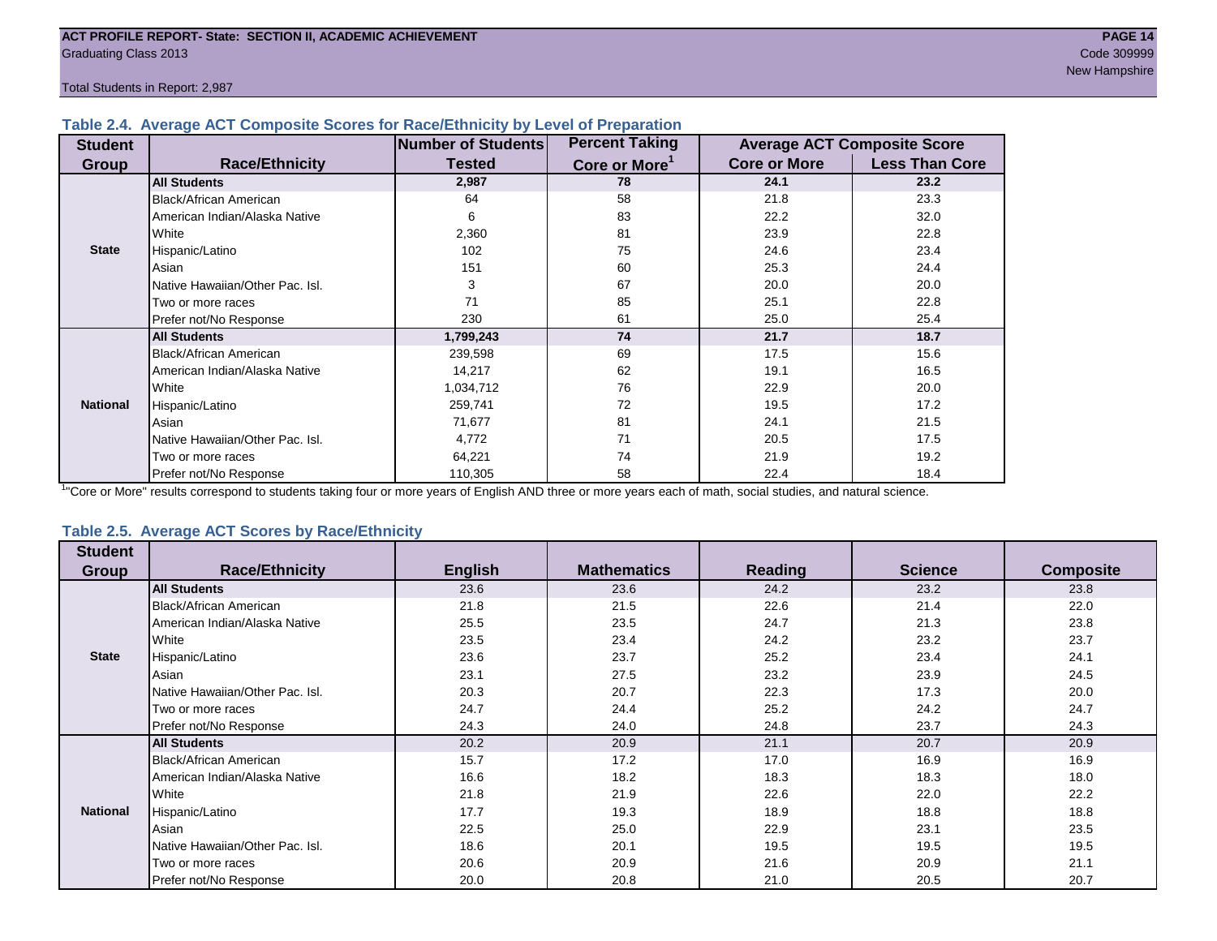Total Students in Report: 2,987

### Table 2.4. Average ACT Composite Scores for Race/Ethnicity by Level of Preparation

| Student Group | Race/Ethnicity | Number of Students Tested | Percent Taking Core or More[1] | Average ACT Composite Score | |
|---|---|---|---|---|---|
| | | | | Core or More | Less Than Core |
| State | **All Students** | **2,987** | **78** | **24.1** | **23.2** |
| | Black/African American | 64 | 58 | 21.8 | 23.3 |
| | American Indian/Alaska Native | 6 | 83 | 22.2 | 32.0 |
| | White | 2,360 | 81 | 23.9 | 22.8 |
| | Hispanic/Latino | 102 | 75 | 24.6 | 23.4 |
| | Asian | 151 | 60 | 25.3 | 24.4 |
| | Native Hawaiian/Other Pac. Isl. | 3 | 67 | 20.0 | 20.0 |
| | Two or more races | 71 | 85 | 25.1 | 22.8 |
| | Prefer not/No Response | 230 | 61 | 25.0 | 25.4 |
| National | **All Students** | **1,799,243** | **74** | **21.7** | **18.7** |
| | Black/African American | 239,598 | 69 | 17.5 | 15.6 |
| | American Indian/Alaska Native | 14,217 | 62 | 19.1 | 16.5 |
| | White | 1,034,712 | 76 | 22.9 | 20.0 |
| | Hispanic/Latino | 259,741 | 72 | 19.5 | 17.2 |
| | Asian | 71,677 | 81 | 24.1 | 21.5 |
| | Native Hawaiian/Other Pac. Isl. | 4,772 | 71 | 20.5 | 17.5 |
| | Two or more races | 64,221 | 74 | 21.9 | 19.2 |
| | Prefer not/No Response | 110,305 | 58 | 22.4 | 18.4 |

[1]"Core or More" results correspond to students taking four or more years of English AND three or more years each of math, social studies, and natural science.

### Table 2.5. Average ACT Scores by Race/Ethnicity

| Student Group | Race/Ethnicity | English | Mathematics | Reading | Science | Composite |
|---|---|---|---|---|---|---|
| State | **All Students** | 23.6 | 23.6 | 24.2 | 23.2 | 23.8 |
| | Black/African American | 21.8 | 21.5 | 22.6 | 21.4 | 22.0 |
| | American Indian/Alaska Native | 25.5 | 23.5 | 24.7 | 21.3 | 23.8 |
| | White | 23.5 | 23.4 | 24.2 | 23.2 | 23.7 |
| | Hispanic/Latino | 23.6 | 23.7 | 25.2 | 23.4 | 24.1 |
| | Asian | 23.1 | 27.5 | 23.2 | 23.9 | 24.5 |
| | Native Hawaiian/Other Pac. Isl. | 20.3 | 20.7 | 22.3 | 17.3 | 20.0 |
| | Two or more races | 24.7 | 24.4 | 25.2 | 24.2 | 24.7 |
| | Prefer not/No Response | 24.3 | 24.0 | 24.8 | 23.7 | 24.3 |
| National | **All Students** | 20.2 | 20.9 | 21.1 | 20.7 | 20.9 |
| | Black/African American | 15.7 | 17.2 | 17.0 | 16.9 | 16.9 |
| | American Indian/Alaska Native | 16.6 | 18.2 | 18.3 | 18.3 | 18.0 |
| | White | 21.8 | 21.9 | 22.6 | 22.0 | 22.2 |
| | Hispanic/Latino | 17.7 | 19.3 | 18.9 | 18.8 | 18.8 |
| | Asian | 22.5 | 25.0 | 22.9 | 23.1 | 23.5 |
| | Native Hawaiian/Other Pac. Isl. | 18.6 | 20.1 | 19.5 | 19.5 | 19.5 |
| | Two or more races | 20.6 | 20.9 | 21.6 | 20.9 | 21.1 |
| | Prefer not/No Response | 20.0 | 20.8 | 21.0 | 20.5 | 20.7 |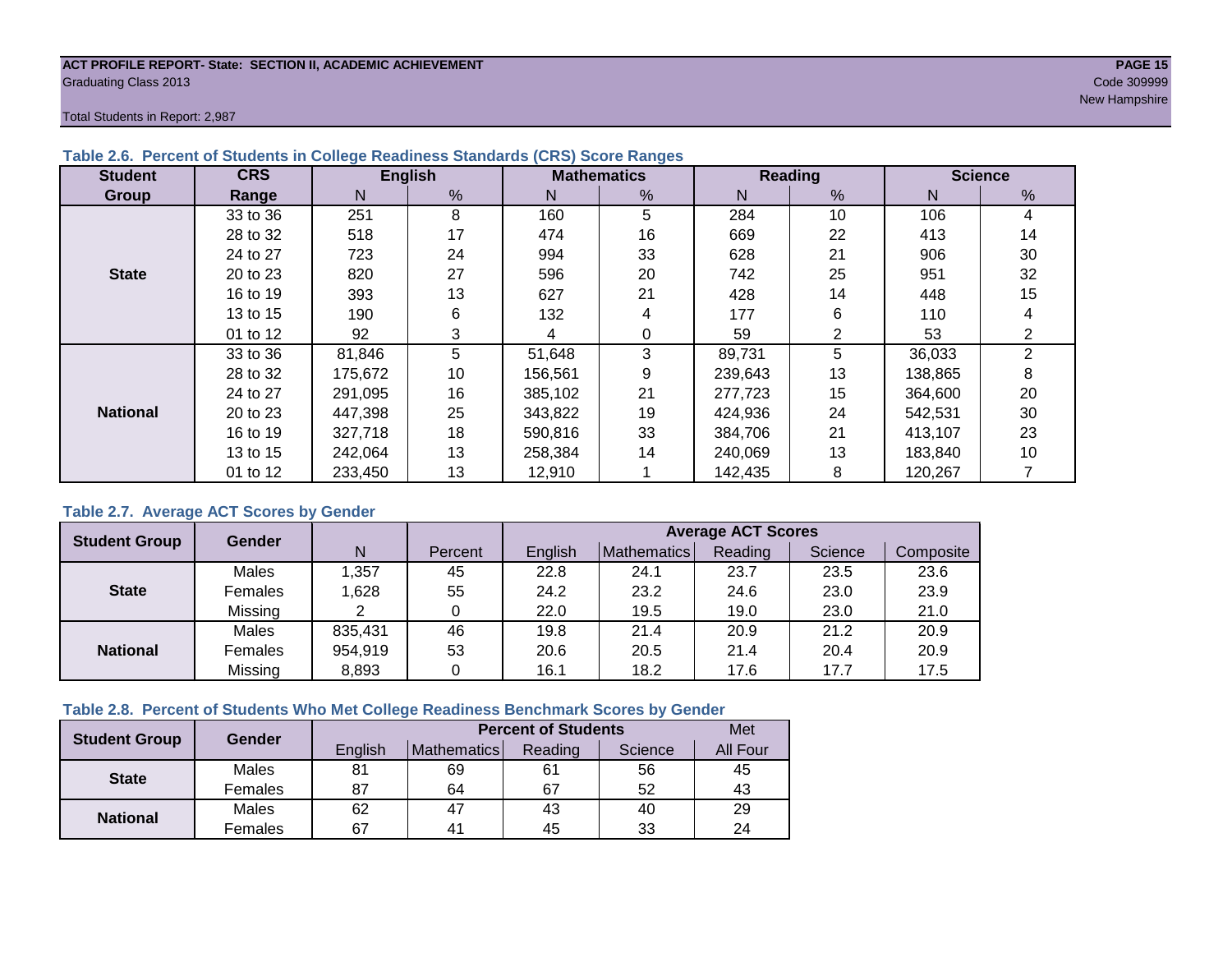**ACT PROFILE REPORT- State: SECTION II, ACADEMIC ACHIEVEMENT**
Graduating Class 2013

Code 309999
New Hampshire

Total Students in Report: 2,987

### Table 2.6. Percent of Students in College Readiness Standards (CRS) Score Ranges

| Student Group | CRS Range | English | | Mathematics | | Reading | | Science | |
|---|---|---|---|---|---|---|---|---|---|
| | | N | % | N | % | N | % | N | % |
| State | 33 to 36 | 251 | 8 | 160 | 5 | 284 | 10 | 106 | 4 |
| | 28 to 32 | 518 | 17 | 474 | 16 | 669 | 22 | 413 | 14 |
| | 24 to 27 | 723 | 24 | 994 | 33 | 628 | 21 | 906 | 30 |
| | 20 to 23 | 820 | 27 | 596 | 20 | 742 | 25 | 951 | 32 |
| | 16 to 19 | 393 | 13 | 627 | 21 | 428 | 14 | 448 | 15 |
| | 13 to 15 | 190 | 6 | 132 | 4 | 177 | 6 | 110 | 4 |
| | 01 to 12 | 92 | 3 | 4 | 0 | 59 | 2 | 53 | 2 |
| National | 33 to 36 | 81,846 | 5 | 51,648 | 3 | 89,731 | 5 | 36,033 | 2 |
| | 28 to 32 | 175,672 | 10 | 156,561 | 9 | 239,643 | 13 | 138,865 | 8 |
| | 24 to 27 | 291,095 | 16 | 385,102 | 21 | 277,723 | 15 | 364,600 | 20 |
| | 20 to 23 | 447,398 | 25 | 343,822 | 19 | 424,936 | 24 | 542,531 | 30 |
| | 16 to 19 | 327,718 | 18 | 590,816 | 33 | 384,706 | 21 | 413,107 | 23 |
| | 13 to 15 | 242,064 | 13 | 258,384 | 14 | 240,069 | 13 | 183,840 | 10 |
| | 01 to 12 | 233,450 | 13 | 12,910 | 1 | 142,435 | 8 | 120,267 | 7 |

### Table 2.7. Average ACT Scores by Gender

| Student Group | Gender | N | Percent | Average ACT Scores | | | | |
|---|---|---|---|---|---|---|---|---|
| | | | | English | Mathematics | Reading | Science | Composite |
| State | Males | 1,357 | 45 | 22.8 | 24.1 | 23.7 | 23.5 | 23.6 |
| | Females | 1,628 | 55 | 24.2 | 23.2 | 24.6 | 23.0 | 23.9 |
| | Missing | 2 | 0 | 22.0 | 19.5 | 19.0 | 23.0 | 21.0 |
| National | Males | 835,431 | 46 | 19.8 | 21.4 | 20.9 | 21.2 | 20.9 |
| | Females | 954,919 | 53 | 20.6 | 20.5 | 21.4 | 20.4 | 20.9 |
| | Missing | 8,893 | 0 | 16.1 | 18.2 | 17.6 | 17.7 | 17.5 |

### Table 2.8. Percent of Students Who Met College Readiness Benchmark Scores by Gender

| Student Group | Gender | Percent of Students | | | | Met |
|---|---|---|---|---|---|---|
| | | English | Mathematics | Reading | Science | All Four |
| State | Males | 81 | 69 | 61 | 56 | 45 |
| | Females | 87 | 64 | 67 | 52 | 43 |
| National | Males | 62 | 47 | 43 | 40 | 29 |
| | Females | 67 | 41 | 45 | 33 | 24 |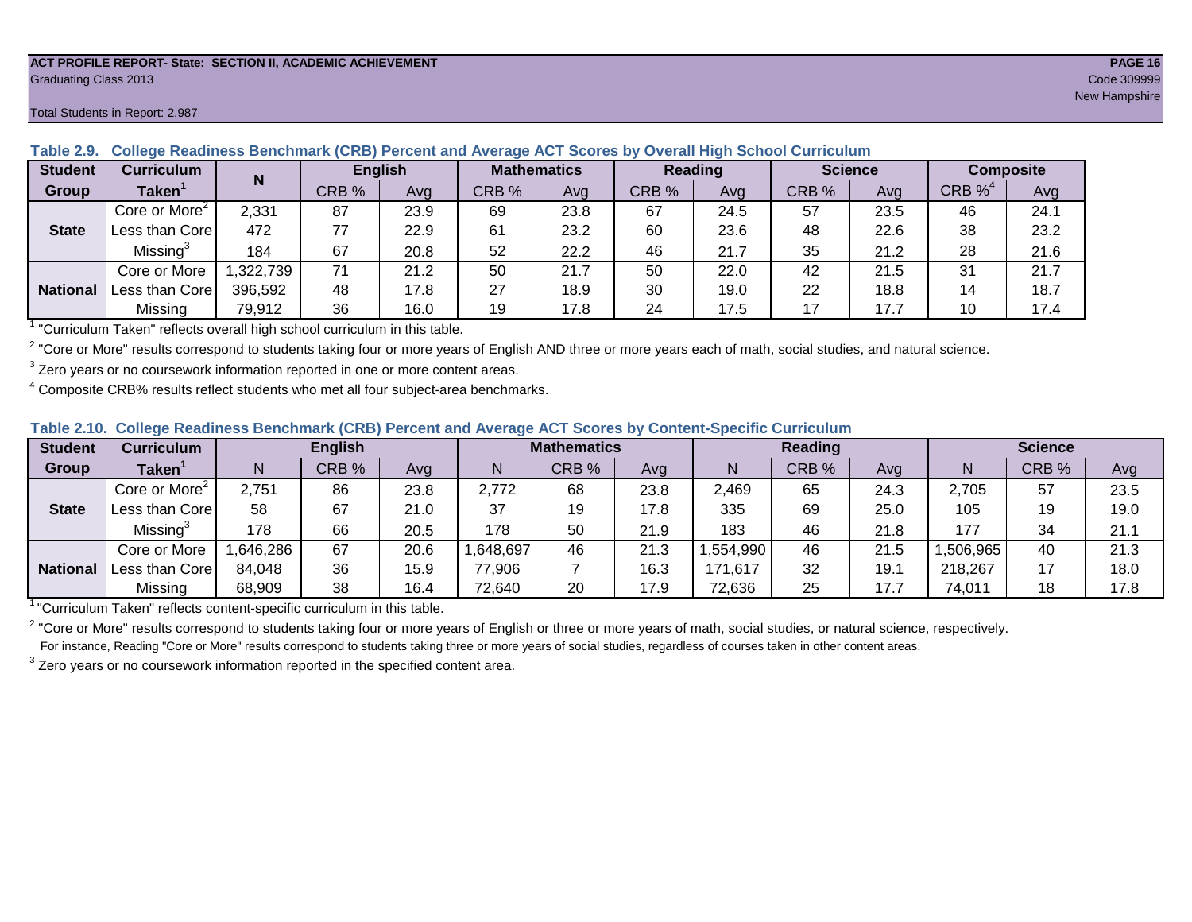ACT PROFILE REPORT- State: SECTION II, ACADEMIC ACHIEVEMENT
Graduating Class 2013
Code 309999
New Hampshire
Total Students in Report: 2,987

**Table 2.9. College Readiness Benchmark (CRB) Percent and Average ACT Scores by Overall High School Curriculum**

| Student Group | Curriculum Taken[1] | N | English | | Mathematics | | Reading | | Science | | Composite | |
|---|---|---|---|---|---|---|---|---|---|---|---|---|
| | | | CRB % | Avg | CRB % | Avg | CRB % | Avg | CRB % | Avg | CRB %[4] | Avg |
| State | Core or More[2] | 2,331 | 87 | 23.9 | 69 | 23.8 | 67 | 24.5 | 57 | 23.5 | 46 | 24.1 |
| | Less than Core | 472 | 77 | 22.9 | 61 | 23.2 | 60 | 23.6 | 48 | 22.6 | 38 | 23.2 |
| | Missing[3] | 184 | 67 | 20.8 | 52 | 22.2 | 46 | 21.7 | 35 | 21.2 | 28 | 21.6 |
| National | Core or More | 1,322,739 | 71 | 21.2 | 50 | 21.7 | 50 | 22.0 | 42 | 21.5 | 31 | 21.7 |
| | Less than Core | 396,592 | 48 | 17.8 | 27 | 18.9 | 30 | 19.0 | 22 | 18.8 | 14 | 18.7 |
| | Missing | 79,912 | 36 | 16.0 | 19 | 17.8 | 24 | 17.5 | 17 | 17.7 | 10 | 17.4 |

[1] "Curriculum Taken" reflects overall high school curriculum in this table.

[2] "Core or More" results correspond to students taking four or more years of English AND three or more years each of math, social studies, and natural science.

[3] Zero years or no coursework information reported in one or more content areas.

[4] Composite CRB% results reflect students who met all four subject-area benchmarks.

**Table 2.10. College Readiness Benchmark (CRB) Percent and Average ACT Scores by Content-Specific Curriculum**

| Student Group | Curriculum Taken[1] | English | | | Mathematics | | | Reading | | | Science | | |
|---|---|---|---|---|---|---|---|---|---|---|---|---|---|
| | | N | CRB % | Avg | N | CRB % | Avg | N | CRB % | Avg | N | CRB % | Avg |
| State | Core or More[2] | 2,751 | 86 | 23.8 | 2,772 | 68 | 23.8 | 2,469 | 65 | 24.3 | 2,705 | 57 | 23.5 |
| | Less than Core | 58 | 67 | 21.0 | 37 | 19 | 17.8 | 335 | 69 | 25.0 | 105 | 19 | 19.0 |
| | Missing[3] | 178 | 66 | 20.5 | 178 | 50 | 21.9 | 183 | 46 | 21.8 | 177 | 34 | 21.1 |
| National | Core or More | 1,646,286 | 67 | 20.6 | 1,648,697 | 46 | 21.3 | 1,554,990 | 46 | 21.5 | 1,506,965 | 40 | 21.3 |
| | Less than Core | 84,048 | 36 | 15.9 | 77,906 | 7 | 16.3 | 171,617 | 32 | 19.1 | 218,267 | 17 | 18.0 |
| | Missing | 68,909 | 38 | 16.4 | 72,640 | 20 | 17.9 | 72,636 | 25 | 17.7 | 74,011 | 18 | 17.8 |

[1] "Curriculum Taken" reflects content-specific curriculum in this table.

[2] "Core or More" results correspond to students taking four or more years of English or three or more years of math, social studies, or natural science, respectively.
For instance, Reading "Core or More" results correspond to students taking three or more years of social studies, regardless of courses taken in other content areas.

[3] Zero years or no coursework information reported in the specified content area.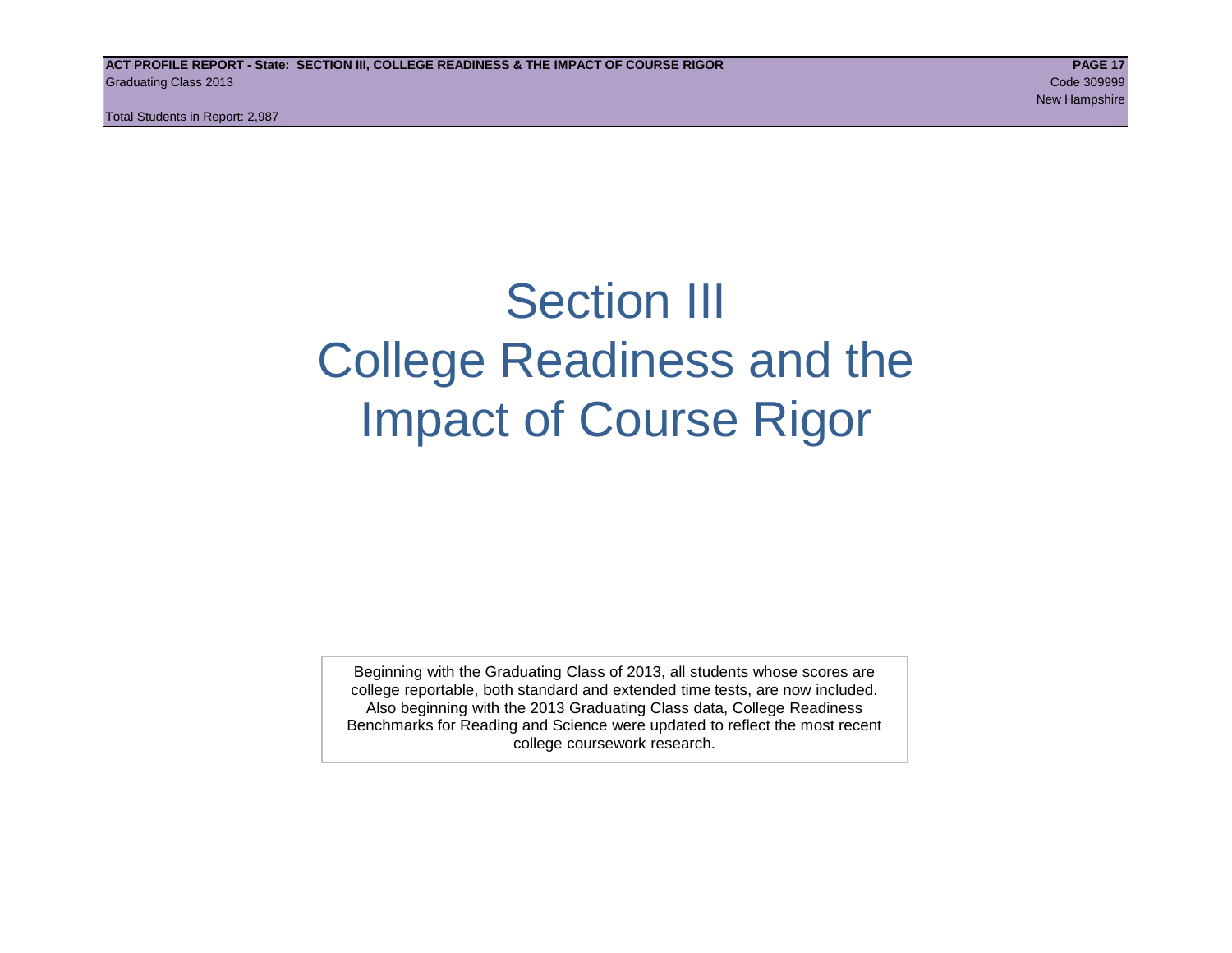# Section III College Readiness and the Impact of Course Rigor

Beginning with the Graduating Class of 2013, all students whose scores are college reportable, both standard and extended time tests, are now included. Also beginning with the 2013 Graduating Class data, College Readiness Benchmarks for Reading and Science were updated to reflect the most recent college coursework research.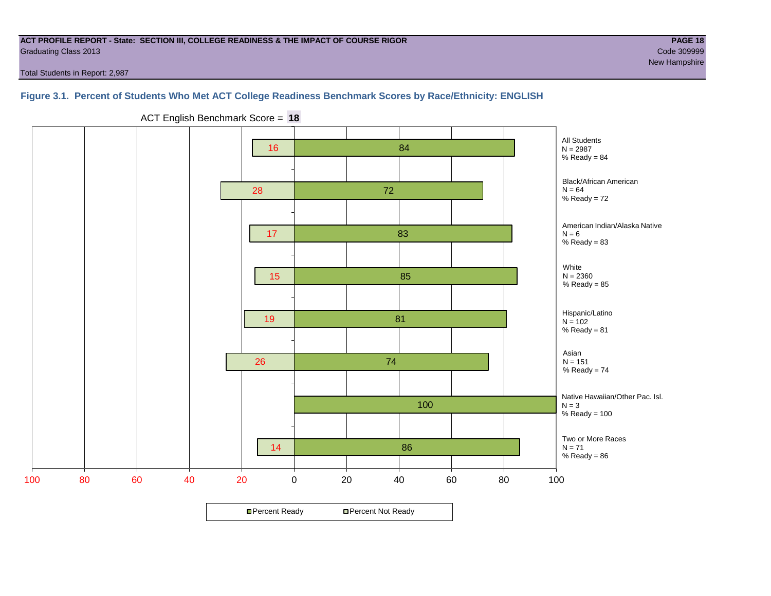ACT PROFILE REPORT - State: SECTION III, COLLEGE READINESS & THE IMPACT OF COURSE RIGOR

Graduating Class 2013

Code 309999

New Hampshire

Total Students in Report: 2,987

### Figure 3.1. Percent of Students Who Met ACT College Readiness Benchmark Scores by Race/Ethnicity: ENGLISH

ACT English Benchmark Score = **18**

16
84

All Students
N = 2987
% Ready = 84

28
72

Black/African American
N = 64
% Ready = 72

17
83

American Indian/Alaska Native
N = 6
% Ready = 83

15
85

White
N = 2360
% Ready = 85

19
81

Hispanic/Latino
N = 102
% Ready = 81

26
74

Asian
N = 151
% Ready = 74

100

Native Hawaiian/Other Pac. Isl.
N = 3
% Ready = 100

14
86

Two or More Races
N = 71
% Ready = 86

100 80 60 40 20 0 20 40 60 80 100

Percent Ready
Percent Not Ready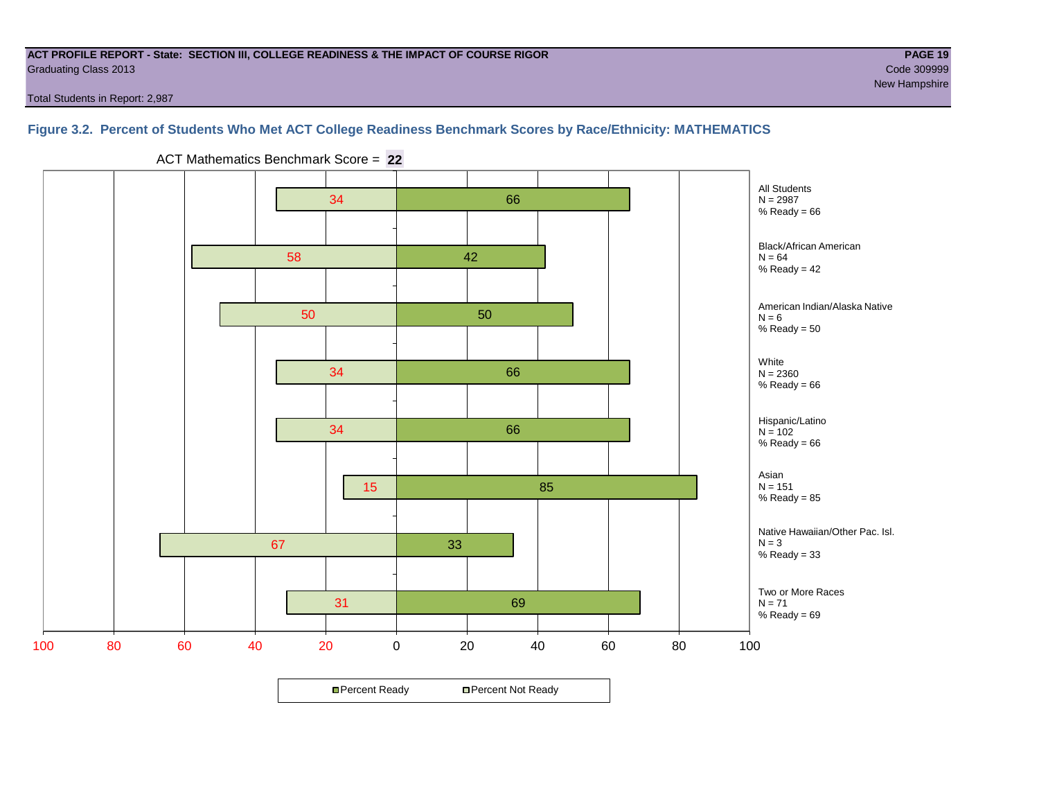**ACT PROFILE REPORT - State: SECTION III, COLLEGE READINESS & THE IMPACT OF COURSE RIGOR**
Graduating Class 2013
Code 309999
New Hampshire
Total Students in Report: 2,987

### Figure 3.2. Percent of Students Who Met ACT College Readiness Benchmark Scores by Race/Ethnicity: MATHEMATICS

ACT Mathematics Benchmark Score = **22**

34
66

All Students
N = 2987
% Ready = 66

58
42

Black/African American
N = 64
% Ready = 42

50
50

American Indian/Alaska Native
N = 6
% Ready = 50

34
66

White
N = 2360
% Ready = 66

34
66

Hispanic/Latino
N = 102
% Ready = 66

15
85

Asian
N = 151
% Ready = 85

67
33

Native Hawaiian/Other Pac. Isl.
N = 3
% Ready = 33

31
69

Two or More Races
N = 71
% Ready = 69

100 80 60 40 20 0 20 40 60 80 100

Percent Ready
Percent Not Ready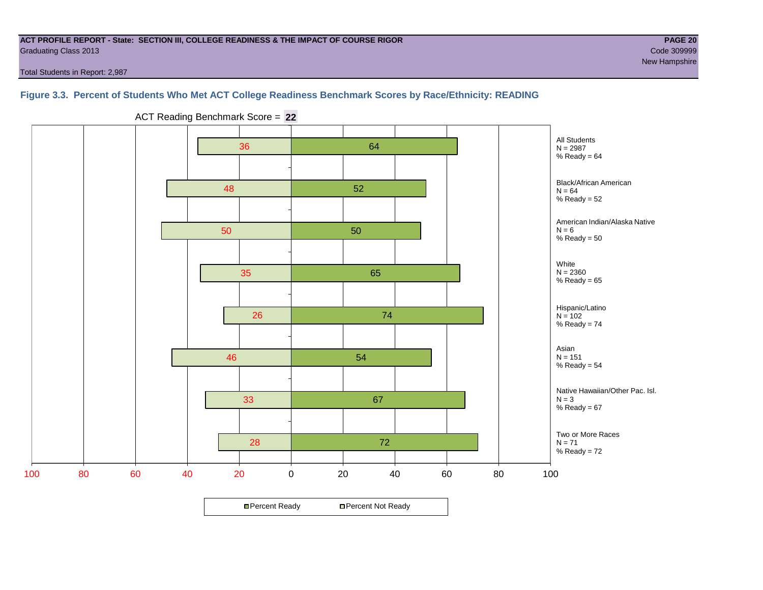ACT PROFILE REPORT - State: SECTION III, COLLEGE READINESS & THE IMPACT OF COURSE RIGOR

Graduating Class 2013

Code 309999

New Hampshire

Total Students in Report: 2,987

### Figure 3.3. Percent of Students Who Met ACT College Readiness Benchmark Scores by Race/Ethnicity: READING

ACT Reading Benchmark Score = **22**

36
64

All Students
N = 2987
% Ready = 64

48
52

Black/African American
N = 64
% Ready = 52

50
50

American Indian/Alaska Native
N = 6
% Ready = 50

35
65

White
N = 2360
% Ready = 65

26
74

Hispanic/Latino
N = 102
% Ready = 74

46
54

Asian
N = 151
% Ready = 54

33
67

Native Hawaiian/Other Pac. Isl.
N = 3
% Ready = 67

28
72

Two or More Races
N = 71
% Ready = 72

100 80 60 40 20 0 20 40 60 80 100

Percent Ready
Percent Not Ready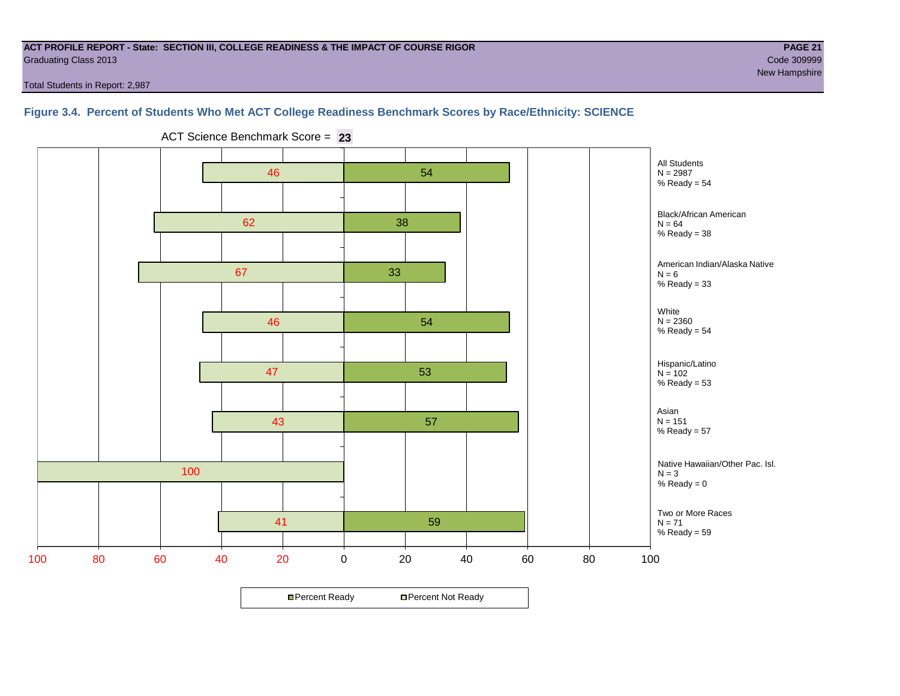ACT PROFILE REPORT - State: SECTION III, COLLEGE READINESS & THE IMPACT OF COURSE RIGOR

Graduating Class 2013

Code 309999

New Hampshire

Total Students in Report: 2,987

### Figure 3.4. Percent of Students Who Met ACT College Readiness Benchmark Scores by Race/Ethnicity: SCIENCE

ACT Science Benchmark Score = **23**

46
54
62
38
67
33
46
54
47
53
43
57
100
41
59

All Students
N = 2987
% Ready = 54

Black/African American
N = 64
% Ready = 38

American Indian/Alaska Native
N = 6
% Ready = 33

White
N = 2360
% Ready = 54

Hispanic/Latino
N = 102
% Ready = 53

Asian
N = 151
% Ready = 57

Native Hawaiian/Other Pac. Isl.
N = 3
% Ready = 0

Two or More Races
N = 71
% Ready = 59

100 80 60 40 20 0 20 40 60 80 100

Percent Ready
Percent Not Ready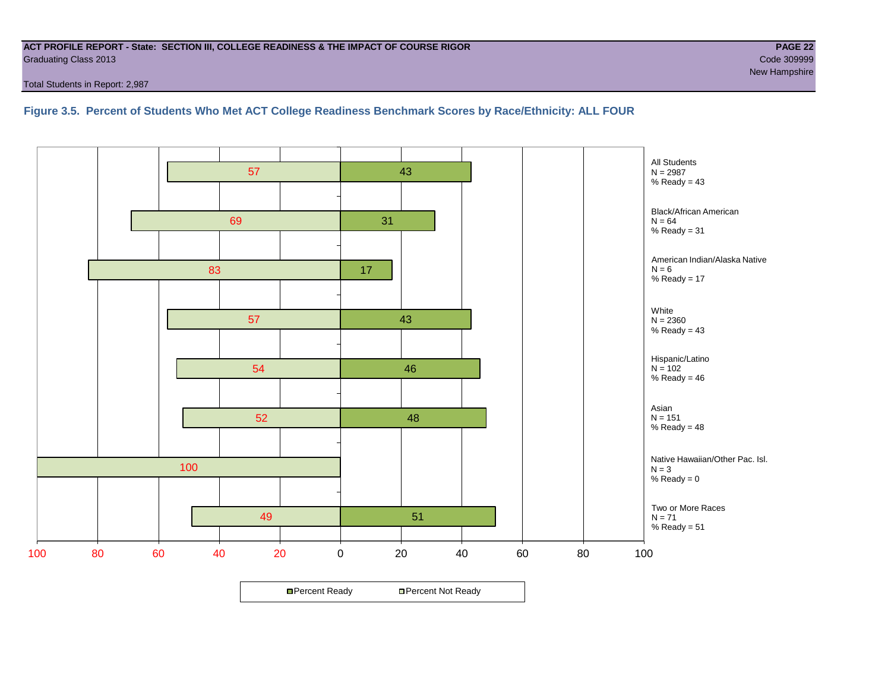ACT PROFILE REPORT - State: SECTION III, COLLEGE READINESS & THE IMPACT OF COURSE RIGOR
Graduating Class 2013
Code 309999
New Hampshire
Total Students in Report: 2,987

### Figure 3.5. Percent of Students Who Met ACT College Readiness Benchmark Scores by Race/Ethnicity: ALL FOUR

57 43
All Students
N = 2987
% Ready = 43

69 31
Black/African American
N = 64
% Ready = 31

83 17
American Indian/Alaska Native
N = 6
% Ready = 17

57 43
White
N = 2360
% Ready = 43

54 46
Hispanic/Latino
N = 102
% Ready = 46

52 48
Asian
N = 151
% Ready = 48

100
Native Hawaiian/Other Pac. Isl.
N = 3
% Ready = 0

49 51
Two or More Races
N = 71
% Ready = 51

100 80 60 40 20 0 20 40 60 80 100

Percent Ready
Percent Not Ready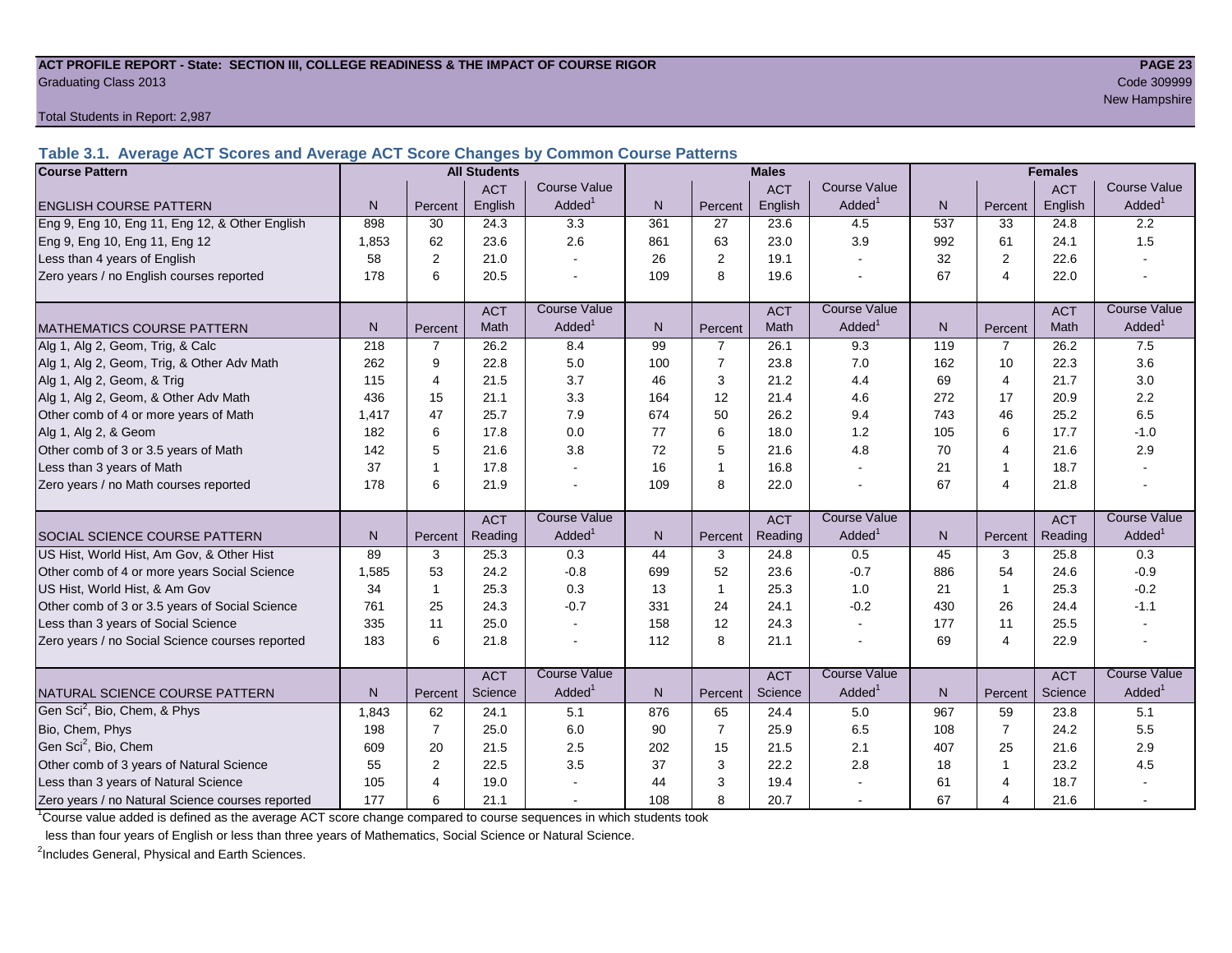**ACT PROFILE REPORT - State: SECTION III, COLLEGE READINESS & THE IMPACT OF COURSE RIGOR**
Graduating Class 2013

Code 309999
New Hampshire

Total Students in Report: 2,987

### Table 3.1. Average ACT Scores and Average ACT Score Changes by Common Course Patterns

| Course Pattern | All Students | | | | Males | | | | Females | | | |
|---|---|---|---|---|---|---|---|---|---|---|---|---|
| ENGLISH COURSE PATTERN | N | Percent | ACT English | Course Value Added[1] | N | Percent | ACT English | Course Value Added[1] | N | Percent | ACT English | Course Value Added[1] |
| Eng 9, Eng 10, Eng 11, Eng 12, & Other English | 898 | 30 | 24.3 | 3.3 | 361 | 27 | 23.6 | 4.5 | 537 | 33 | 24.8 | 2.2 |
| Eng 9, Eng 10, Eng 11, Eng 12 | 1,853 | 62 | 23.6 | 2.6 | 861 | 63 | 23.0 | 3.9 | 992 | 61 | 24.1 | 1.5 |
| Less than 4 years of English | 58 | 2 | 21.0 | - | 26 | 2 | 19.1 | - | 32 | 2 | 22.6 | - |
| Zero years / no English courses reported | 178 | 6 | 20.5 | - | 109 | 8 | 19.6 | - | 67 | 4 | 22.0 | - |
| MATHEMATICS COURSE PATTERN | N | Percent | ACT Math | Course Value Added[1] | N | Percent | ACT Math | Course Value Added[1] | N | Percent | ACT Math | Course Value Added[1] |
| Alg 1, Alg 2, Geom, Trig, & Calc | 218 | 7 | 26.2 | 8.4 | 99 | 7 | 26.1 | 9.3 | 119 | 7 | 26.2 | 7.5 |
| Alg 1, Alg 2, Geom, Trig, & Other Adv Math | 262 | 9 | 22.8 | 5.0 | 100 | 7 | 23.8 | 7.0 | 162 | 10 | 22.3 | 3.6 |
| Alg 1, Alg 2, Geom, & Trig | 115 | 4 | 21.5 | 3.7 | 46 | 3 | 21.2 | 4.4 | 69 | 4 | 21.7 | 3.0 |
| Alg 1, Alg 2, Geom, & Other Adv Math | 436 | 15 | 21.1 | 3.3 | 164 | 12 | 21.4 | 4.6 | 272 | 17 | 20.9 | 2.2 |
| Other comb of 4 or more years of Math | 1,417 | 47 | 25.7 | 7.9 | 674 | 50 | 26.2 | 9.4 | 743 | 46 | 25.2 | 6.5 |
| Alg 1, Alg 2, & Geom | 182 | 6 | 17.8 | 0.0 | 77 | 6 | 18.0 | 1.2 | 105 | 6 | 17.7 | -1.0 |
| Other comb of 3 or 3.5 years of Math | 142 | 5 | 21.6 | 3.8 | 72 | 5 | 21.6 | 4.8 | 70 | 4 | 21.6 | 2.9 |
| Less than 3 years of Math | 37 | 1 | 17.8 | - | 16 | 1 | 16.8 | - | 21 | 1 | 18.7 | - |
| Zero years / no Math courses reported | 178 | 6 | 21.9 | - | 109 | 8 | 22.0 | - | 67 | 4 | 21.8 | - |
| SOCIAL SCIENCE COURSE PATTERN | N | Percent | ACT Reading | Course Value Added[1] | N | Percent | ACT Reading | Course Value Added[1] | N | Percent | ACT Reading | Course Value Added[1] |
| US Hist, World Hist, Am Gov, & Other Hist | 89 | 3 | 25.3 | 0.3 | 44 | 3 | 24.8 | 0.5 | 45 | 3 | 25.8 | 0.3 |
| Other comb of 4 or more years Social Science | 1,585 | 53 | 24.2 | -0.8 | 699 | 52 | 23.6 | -0.7 | 886 | 54 | 24.6 | -0.9 |
| US Hist, World Hist, & Am Gov | 34 | 1 | 25.3 | 0.3 | 13 | 1 | 25.3 | 1.0 | 21 | 1 | 25.3 | -0.2 |
| Other comb of 3 or 3.5 years of Social Science | 761 | 25 | 24.3 | -0.7 | 331 | 24 | 24.1 | -0.2 | 430 | 26 | 24.4 | -1.1 |
| Less than 3 years of Social Science | 335 | 11 | 25.0 | - | 158 | 12 | 24.3 | - | 177 | 11 | 25.5 | - |
| Zero years / no Social Science courses reported | 183 | 6 | 21.8 | - | 112 | 8 | 21.1 | - | 69 | 4 | 22.9 | - |
| NATURAL SCIENCE COURSE PATTERN | N | Percent | ACT Science | Course Value Added[1] | N | Percent | ACT Science | Course Value Added[1] | N | Percent | ACT Science | Course Value Added[1] |
| Gen Sci[2], Bio, Chem, & Phys | 1,843 | 62 | 24.1 | 5.1 | 876 | 65 | 24.4 | 5.0 | 967 | 59 | 23.8 | 5.1 |
| Bio, Chem, Phys | 198 | 7 | 25.0 | 6.0 | 90 | 7 | 25.9 | 6.5 | 108 | 7 | 24.2 | 5.5 |
| Gen Sci[2], Bio, Chem | 609 | 20 | 21.5 | 2.5 | 202 | 15 | 21.5 | 2.1 | 407 | 25 | 21.6 | 2.9 |
| Other comb of 3 years of Natural Science | 55 | 2 | 22.5 | 3.5 | 37 | 3 | 22.2 | 2.8 | 18 | 1 | 23.2 | 4.5 |
| Less than 3 years of Natural Science | 105 | 4 | 19.0 | - | 44 | 3 | 19.4 | - | 61 | 4 | 18.7 | - |
| Zero years / no Natural Science courses reported | 177 | 6 | 21.1 | - | 108 | 8 | 20.7 | - | 67 | 4 | 21.6 | - |

[1]Course value added is defined as the average ACT score change compared to course sequences in which students took less than four years of English or less than three years of Mathematics, Social Science or Natural Science.

[2]Includes General, Physical and Earth Sciences.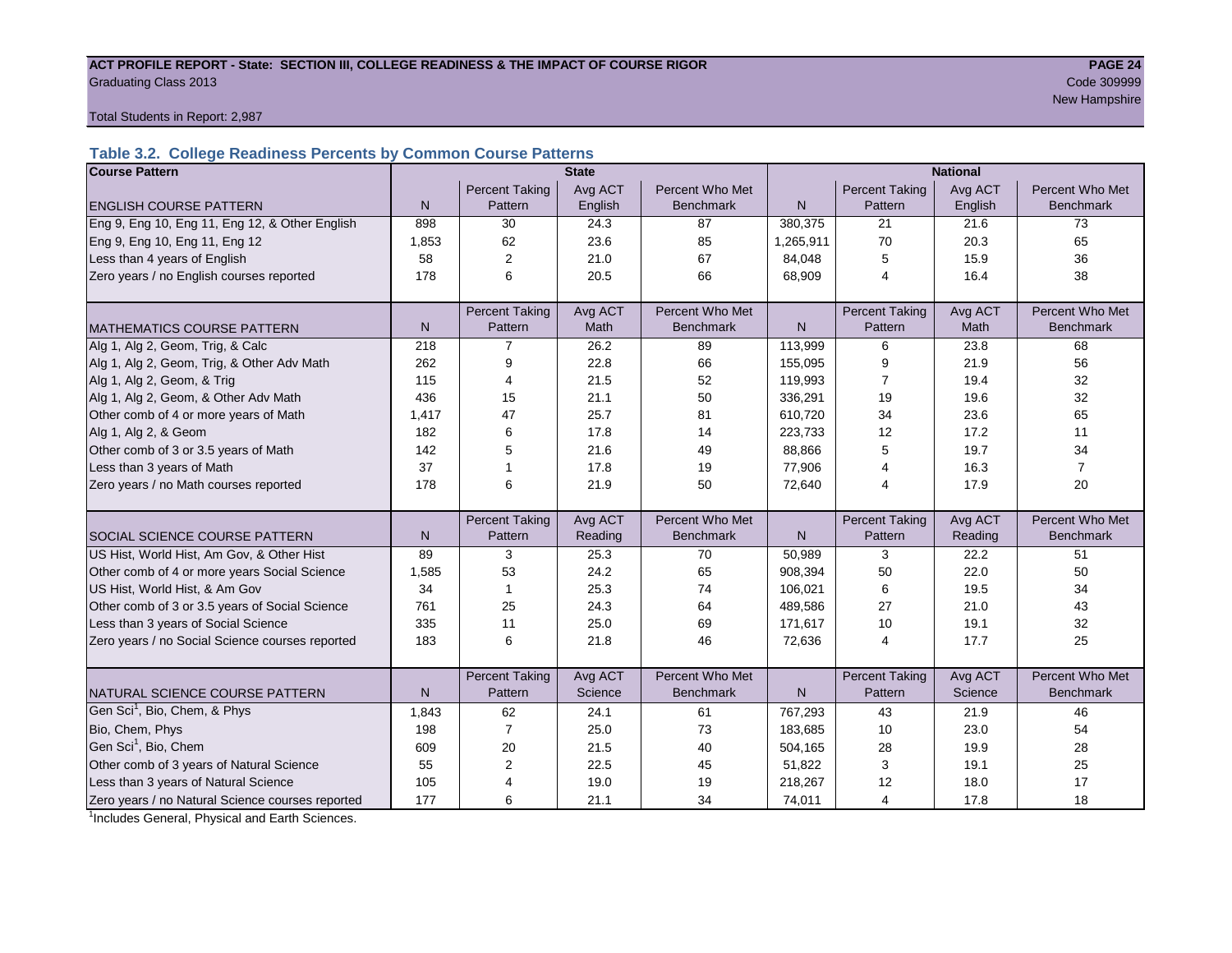**ACT PROFILE REPORT - State: SECTION III, COLLEGE READINESS & THE IMPACT OF COURSE RIGOR**

Graduating Class 2013

Code 309999

New Hampshire

Total Students in Report: 2,987

### Table 3.2. College Readiness Percents by Common Course Patterns

| Course Pattern | State | | | | National | | | |
|---|---|---|---|---|---|---|---|---|
| ENGLISH COURSE PATTERN | N | Percent Taking Pattern | Avg ACT English | Percent Who Met Benchmark | N | Percent Taking Pattern | Avg ACT English | Percent Who Met Benchmark |
| Eng 9, Eng 10, Eng 11, Eng 12, & Other English | 898 | 30 | 24.3 | 87 | 380,375 | 21 | 21.6 | 73 |
| Eng 9, Eng 10, Eng 11, Eng 12 | 1,853 | 62 | 23.6 | 85 | 1,265,911 | 70 | 20.3 | 65 |
| Less than 4 years of English | 58 | 2 | 21.0 | 67 | 84,048 | 5 | 15.9 | 36 |
| Zero years / no English courses reported | 178 | 6 | 20.5 | 66 | 68,909 | 4 | 16.4 | 38 |
| MATHEMATICS COURSE PATTERN | N | Percent Taking Pattern | Avg ACT Math | Percent Who Met Benchmark | N | Percent Taking Pattern | Avg ACT Math | Percent Who Met Benchmark |
| Alg 1, Alg 2, Geom, Trig, & Calc | 218 | 7 | 26.2 | 89 | 113,999 | 6 | 23.8 | 68 |
| Alg 1, Alg 2, Geom, Trig, & Other Adv Math | 262 | 9 | 22.8 | 66 | 155,095 | 9 | 21.9 | 56 |
| Alg 1, Alg 2, Geom, & Trig | 115 | 4 | 21.5 | 52 | 119,993 | 7 | 19.4 | 32 |
| Alg 1, Alg 2, Geom, & Other Adv Math | 436 | 15 | 21.1 | 50 | 336,291 | 19 | 19.6 | 32 |
| Other comb of 4 or more years of Math | 1,417 | 47 | 25.7 | 81 | 610,720 | 34 | 23.6 | 65 |
| Alg 1, Alg 2, & Geom | 182 | 6 | 17.8 | 14 | 223,733 | 12 | 17.2 | 11 |
| Other comb of 3 or 3.5 years of Math | 142 | 5 | 21.6 | 49 | 88,866 | 5 | 19.7 | 34 |
| Less than 3 years of Math | 37 | 1 | 17.8 | 19 | 77,906 | 4 | 16.3 | 7 |
| Zero years / no Math courses reported | 178 | 6 | 21.9 | 50 | 72,640 | 4 | 17.9 | 20 |
| SOCIAL SCIENCE COURSE PATTERN | N | Percent Taking Pattern | Avg ACT Reading | Percent Who Met Benchmark | N | Percent Taking Pattern | Avg ACT Reading | Percent Who Met Benchmark |
| US Hist, World Hist, Am Gov, & Other Hist | 89 | 3 | 25.3 | 70 | 50,989 | 3 | 22.2 | 51 |
| Other comb of 4 or more years Social Science | 1,585 | 53 | 24.2 | 65 | 908,394 | 50 | 22.0 | 50 |
| US Hist, World Hist, & Am Gov | 34 | 1 | 25.3 | 74 | 106,021 | 6 | 19.5 | 34 |
| Other comb of 3 or 3.5 years of Social Science | 761 | 25 | 24.3 | 64 | 489,586 | 27 | 21.0 | 43 |
| Less than 3 years of Social Science | 335 | 11 | 25.0 | 69 | 171,617 | 10 | 19.1 | 32 |
| Zero years / no Social Science courses reported | 183 | 6 | 21.8 | 46 | 72,636 | 4 | 17.7 | 25 |
| NATURAL SCIENCE COURSE PATTERN | N | Percent Taking Pattern | Avg ACT Science | Percent Who Met Benchmark | N | Percent Taking Pattern | Avg ACT Science | Percent Who Met Benchmark |
| Gen Sci[1], Bio, Chem, & Phys | 1,843 | 62 | 24.1 | 61 | 767,293 | 43 | 21.9 | 46 |
| Bio, Chem, Phys | 198 | 7 | 25.0 | 73 | 183,685 | 10 | 23.0 | 54 |
| Gen Sci[1], Bio, Chem | 609 | 20 | 21.5 | 40 | 504,165 | 28 | 19.9 | 28 |
| Other comb of 3 years of Natural Science | 55 | 2 | 22.5 | 45 | 51,822 | 3 | 19.1 | 25 |
| Less than 3 years of Natural Science | 105 | 4 | 19.0 | 19 | 218,267 | 12 | 18.0 | 17 |
| Zero years / no Natural Science courses reported | 177 | 6 | 21.1 | 34 | 74,011 | 4 | 17.8 | 18 |

[1]Includes General, Physical and Earth Sciences.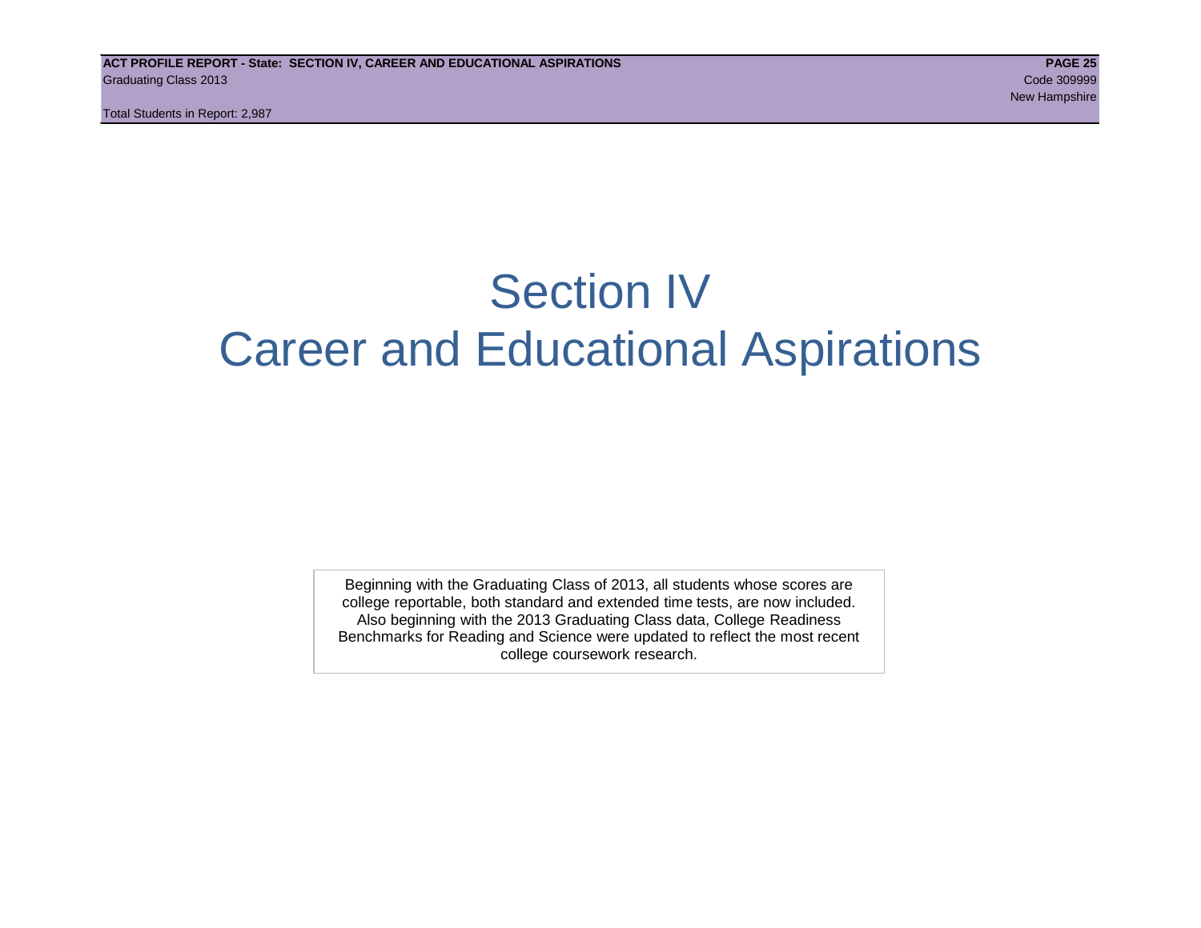# Section IV
# Career and Educational Aspirations

Beginning with the Graduating Class of 2013, all students whose scores are college reportable, both standard and extended time tests, are now included. Also beginning with the 2013 Graduating Class data, College Readiness Benchmarks for Reading and Science were updated to reflect the most recent college coursework research.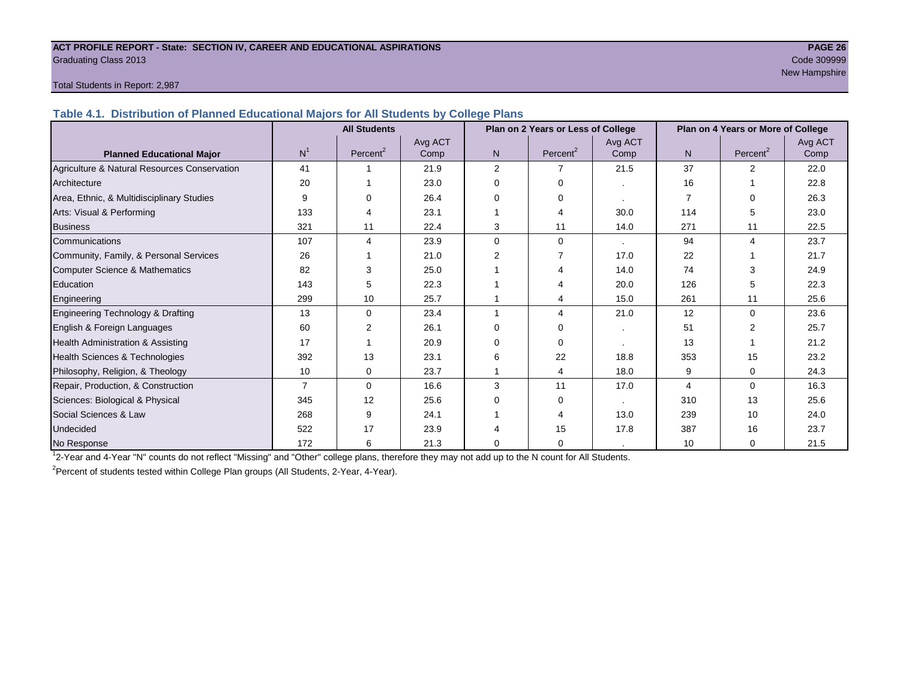**ACT PROFILE REPORT - State: SECTION IV, CAREER AND EDUCATIONAL ASPIRATIONS**
Graduating Class 2013

Code 309999
New Hampshire

Total Students in Report: 2,987

## Table 4.1. Distribution of Planned Educational Majors for All Students by College Plans

| Planned Educational Major | All Students | | | Plan on 2 Years or Less of College | | | Plan on 4 Years or More of College | | |
|---|---|---|---|---|---|---|---|---|---|
| | N[1] | Percent[2] | Avg ACT Comp | N | Percent[2] | Avg ACT Comp | N | Percent[2] | Avg ACT Comp |
| Agriculture & Natural Resources Conservation | 41 | 1 | 21.9 | 2 | 7 | 21.5 | 37 | 2 | 22.0 |
| Architecture | 20 | 1 | 23.0 | 0 | 0 | . | 16 | 1 | 22.8 |
| Area, Ethnic, & Multidisciplinary Studies | 9 | 0 | 26.4 | 0 | 0 | . | 7 | 0 | 26.3 |
| Arts: Visual & Performing | 133 | 4 | 23.1 | 1 | 4 | 30.0 | 114 | 5 | 23.0 |
| Business | 321 | 11 | 22.4 | 3 | 11 | 14.0 | 271 | 11 | 22.5 |
| Communications | 107 | 4 | 23.9 | 0 | 0 | . | 94 | 4 | 23.7 |
| Community, Family, & Personal Services | 26 | 1 | 21.0 | 2 | 7 | 17.0 | 22 | 1 | 21.7 |
| Computer Science & Mathematics | 82 | 3 | 25.0 | 1 | 4 | 14.0 | 74 | 3 | 24.9 |
| Education | 143 | 5 | 22.3 | 1 | 4 | 20.0 | 126 | 5 | 22.3 |
| Engineering | 299 | 10 | 25.7 | 1 | 4 | 15.0 | 261 | 11 | 25.6 |
| Engineering Technology & Drafting | 13 | 0 | 23.4 | 1 | 4 | 21.0 | 12 | 0 | 23.6 |
| English & Foreign Languages | 60 | 2 | 26.1 | 0 | 0 | . | 51 | 2 | 25.7 |
| Health Administration & Assisting | 17 | 1 | 20.9 | 0 | 0 | . | 13 | 1 | 21.2 |
| Health Sciences & Technologies | 392 | 13 | 23.1 | 6 | 22 | 18.8 | 353 | 15 | 23.2 |
| Philosophy, Religion, & Theology | 10 | 0 | 23.7 | 1 | 4 | 18.0 | 9 | 0 | 24.3 |
| Repair, Production, & Construction | 7 | 0 | 16.6 | 3 | 11 | 17.0 | 4 | 0 | 16.3 |
| Sciences: Biological & Physical | 345 | 12 | 25.6 | 0 | 0 | . | 310 | 13 | 25.6 |
| Social Sciences & Law | 268 | 9 | 24.1 | 1 | 4 | 13.0 | 239 | 10 | 24.0 |
| Undecided | 522 | 17 | 23.9 | 4 | 15 | 17.8 | 387 | 16 | 23.7 |
| No Response | 172 | 6 | 21.3 | 0 | 0 | . | 10 | 0 | 21.5 |

[1]2-Year and 4-Year "N" counts do not reflect "Missing" and "Other" college plans, therefore they may not add up to the N count for All Students.

[2]Percent of students tested within College Plan groups (All Students, 2-Year, 4-Year).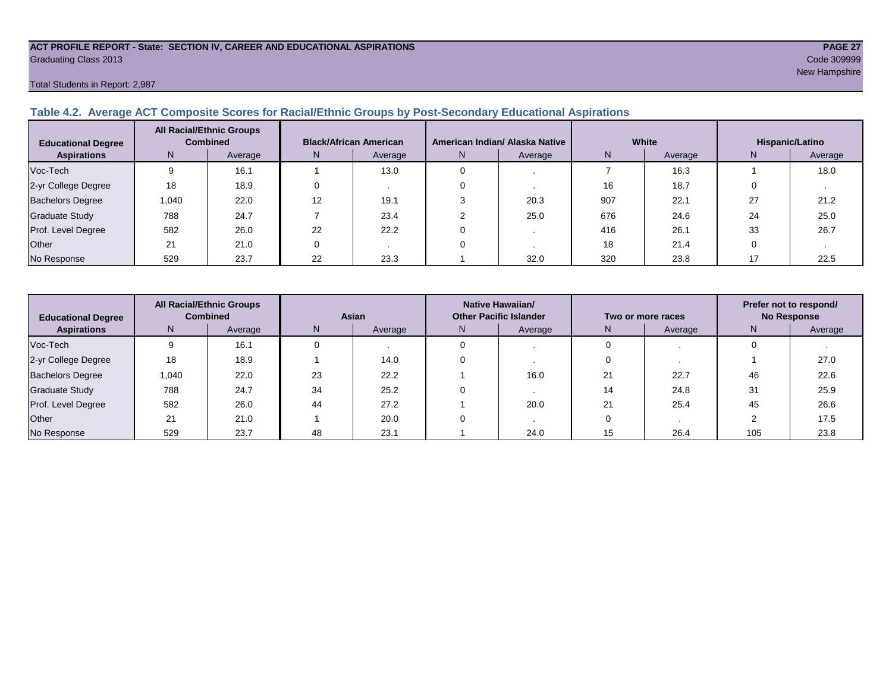**ACT PROFILE REPORT - State: SECTION IV, CAREER AND EDUCATIONAL ASPIRATIONS**
Graduating Class 2013

Code 309999
New Hampshire

Total Students in Report: 2,987

## Table 4.2. Average ACT Composite Scores for Racial/Ethnic Groups by Post-Secondary Educational Aspirations

| Educational Degree Aspirations | All Racial/Ethnic Groups Combined | | Black/African American | | American Indian/ Alaska Native | | White | | Hispanic/Latino | |
|---|---|---|---|---|---|---|---|---|---|---|
| | N | Average | N | Average | N | Average | N | Average | N | Average |
| Voc-Tech | 9 | 16.1 | 1 | 13.0 | 0 | . | 7 | 16.3 | 1 | 18.0 |
| 2-yr College Degree | 18 | 18.9 | 0 | . | 0 | . | 16 | 18.7 | 0 | . |
| Bachelors Degree | 1,040 | 22.0 | 12 | 19.1 | 3 | 20.3 | 907 | 22.1 | 27 | 21.2 |
| Graduate Study | 788 | 24.7 | 7 | 23.4 | 2 | 25.0 | 676 | 24.6 | 24 | 25.0 |
| Prof. Level Degree | 582 | 26.0 | 22 | 22.2 | 0 | . | 416 | 26.1 | 33 | 26.7 |
| Other | 21 | 21.0 | 0 | . | 0 | . | 18 | 21.4 | 0 | . |
| No Response | 529 | 23.7 | 22 | 23.3 | 1 | 32.0 | 320 | 23.8 | 17 | 22.5 |

| Educational Degree Aspirations | All Racial/Ethnic Groups Combined | | Asian | | Native Hawaiian/ Other Pacific Islander | | Two or more races | | Prefer not to respond/ No Response | |
|---|---|---|---|---|---|---|---|---|---|---|
| | N | Average | N | Average | N | Average | N | Average | N | Average |
| Voc-Tech | 9 | 16.1 | 0 | . | 0 | . | 0 | . | 0 | . |
| 2-yr College Degree | 18 | 18.9 | 1 | 14.0 | 0 | . | 0 | . | 1 | 27.0 |
| Bachelors Degree | 1,040 | 22.0 | 23 | 22.2 | 1 | 16.0 | 21 | 22.7 | 46 | 22.6 |
| Graduate Study | 788 | 24.7 | 34 | 25.2 | 0 | . | 14 | 24.8 | 31 | 25.9 |
| Prof. Level Degree | 582 | 26.0 | 44 | 27.2 | 1 | 20.0 | 21 | 25.4 | 45 | 26.6 |
| Other | 21 | 21.0 | 1 | 20.0 | 0 | . | 0 | . | 2 | 17.5 |
| No Response | 529 | 23.7 | 48 | 23.1 | 1 | 24.0 | 15 | 26.4 | 105 | 23.8 |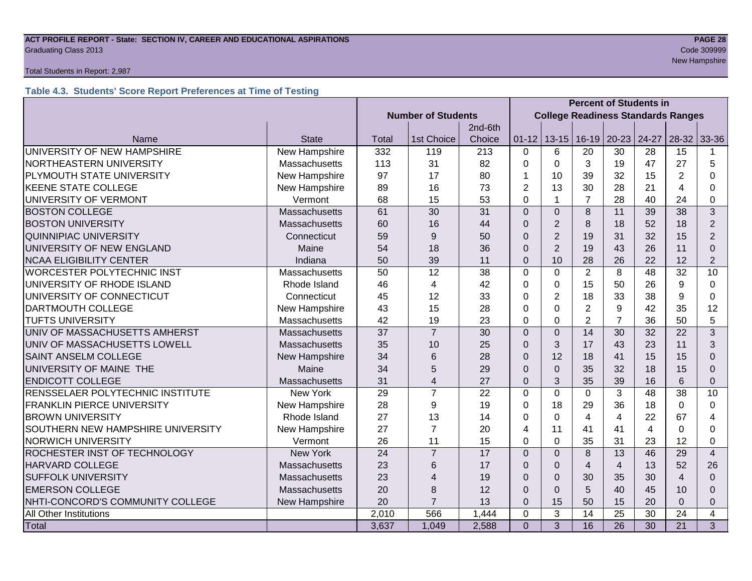ACT PROFILE REPORT - State: SECTION IV, CAREER AND EDUCATIONAL ASPIRATIONS
Graduating Class 2013
Code 309999
New Hampshire

Total Students in Report: 2,987

### Table 4.3. Students' Score Report Preferences at Time of Testing

| | | Number of Students | | | Percent of Students in College Readiness Standards Ranges | | | | | | |
|---|---|---|---|---|---|---|---|---|---|---|---|
| Name | State | Total | 1st Choice | 2nd-6th Choice | 01-12 | 13-15 | 16-19 | 20-23 | 24-27 | 28-32 | 33-36 |
| UNIVERSITY OF NEW HAMPSHIRE | New Hampshire | 332 | 119 | 213 | 0 | 6 | 20 | 30 | 28 | 15 | 1 |
| NORTHEASTERN UNIVERSITY | Massachusetts | 113 | 31 | 82 | 0 | 0 | 3 | 19 | 47 | 27 | 5 |
| PLYMOUTH STATE UNIVERSITY | New Hampshire | 97 | 17 | 80 | 1 | 10 | 39 | 32 | 15 | 2 | 0 |
| KEENE STATE COLLEGE | New Hampshire | 89 | 16 | 73 | 2 | 13 | 30 | 28 | 21 | 4 | 0 |
| UNIVERSITY OF VERMONT | Vermont | 68 | 15 | 53 | 0 | 1 | 7 | 28 | 40 | 24 | 0 |
| BOSTON COLLEGE | Massachusetts | 61 | 30 | 31 | 0 | 0 | 8 | 11 | 39 | 38 | 3 |
| BOSTON UNIVERSITY | Massachusetts | 60 | 16 | 44 | 0 | 2 | 8 | 18 | 52 | 18 | 2 |
| QUINNIPIAC UNIVERSITY | Connecticut | 59 | 9 | 50 | 0 | 2 | 19 | 31 | 32 | 15 | 2 |
| UNIVERSITY OF NEW ENGLAND | Maine | 54 | 18 | 36 | 0 | 2 | 19 | 43 | 26 | 11 | 0 |
| NCAA ELIGIBILITY CENTER | Indiana | 50 | 39 | 11 | 0 | 10 | 28 | 26 | 22 | 12 | 2 |
| WORCESTER POLYTECHNIC INST | Massachusetts | 50 | 12 | 38 | 0 | 0 | 2 | 8 | 48 | 32 | 10 |
| UNIVERSITY OF RHODE ISLAND | Rhode Island | 46 | 4 | 42 | 0 | 0 | 15 | 50 | 26 | 9 | 0 |
| UNIVERSITY OF CONNECTICUT | Connecticut | 45 | 12 | 33 | 0 | 2 | 18 | 33 | 38 | 9 | 0 |
| DARTMOUTH COLLEGE | New Hampshire | 43 | 15 | 28 | 0 | 0 | 2 | 9 | 42 | 35 | 12 |
| TUFTS UNIVERSITY | Massachusetts | 42 | 19 | 23 | 0 | 0 | 2 | 7 | 36 | 50 | 5 |
| UNIV OF MASSACHUSETTS AMHERST | Massachusetts | 37 | 7 | 30 | 0 | 0 | 14 | 30 | 32 | 22 | 3 |
| UNIV OF MASSACHUSETTS LOWELL | Massachusetts | 35 | 10 | 25 | 0 | 3 | 17 | 43 | 23 | 11 | 3 |
| SAINT ANSELM COLLEGE | New Hampshire | 34 | 6 | 28 | 0 | 12 | 18 | 41 | 15 | 15 | 0 |
| UNIVERSITY OF MAINE THE | Maine | 34 | 5 | 29 | 0 | 0 | 35 | 32 | 18 | 15 | 0 |
| ENDICOTT COLLEGE | Massachusetts | 31 | 4 | 27 | 0 | 3 | 35 | 39 | 16 | 6 | 0 |
| RENSSELAER POLYTECHNIC INSTITUTE | New York | 29 | 7 | 22 | 0 | 0 | 0 | 3 | 48 | 38 | 10 |
| FRANKLIN PIERCE UNIVERSITY | New Hampshire | 28 | 9 | 19 | 0 | 18 | 29 | 36 | 18 | 0 | 0 |
| BROWN UNIVERSITY | Rhode Island | 27 | 13 | 14 | 0 | 0 | 4 | 4 | 22 | 67 | 4 |
| SOUTHERN NEW HAMPSHIRE UNIVERSITY | New Hampshire | 27 | 7 | 20 | 4 | 11 | 41 | 41 | 4 | 0 | 0 |
| NORWICH UNIVERSITY | Vermont | 26 | 11 | 15 | 0 | 0 | 35 | 31 | 23 | 12 | 0 |
| ROCHESTER INST OF TECHNOLOGY | New York | 24 | 7 | 17 | 0 | 0 | 8 | 13 | 46 | 29 | 4 |
| HARVARD COLLEGE | Massachusetts | 23 | 6 | 17 | 0 | 0 | 4 | 4 | 13 | 52 | 26 |
| SUFFOLK UNIVERSITY | Massachusetts | 23 | 4 | 19 | 0 | 0 | 30 | 35 | 30 | 4 | 0 |
| EMERSON COLLEGE | Massachusetts | 20 | 8 | 12 | 0 | 0 | 5 | 40 | 45 | 10 | 0 |
| NHTI-CONCORD'S COMMUNITY COLLEGE | New Hampshire | 20 | 7 | 13 | 0 | 15 | 50 | 15 | 20 | 0 | 0 |
| All Other Institutions | | 2,010 | 566 | 1,444 | 0 | 3 | 14 | 25 | 30 | 24 | 4 |
| Total | | 3,637 | 1,049 | 2,588 | 0 | 3 | 16 | 26 | 30 | 21 | 3 |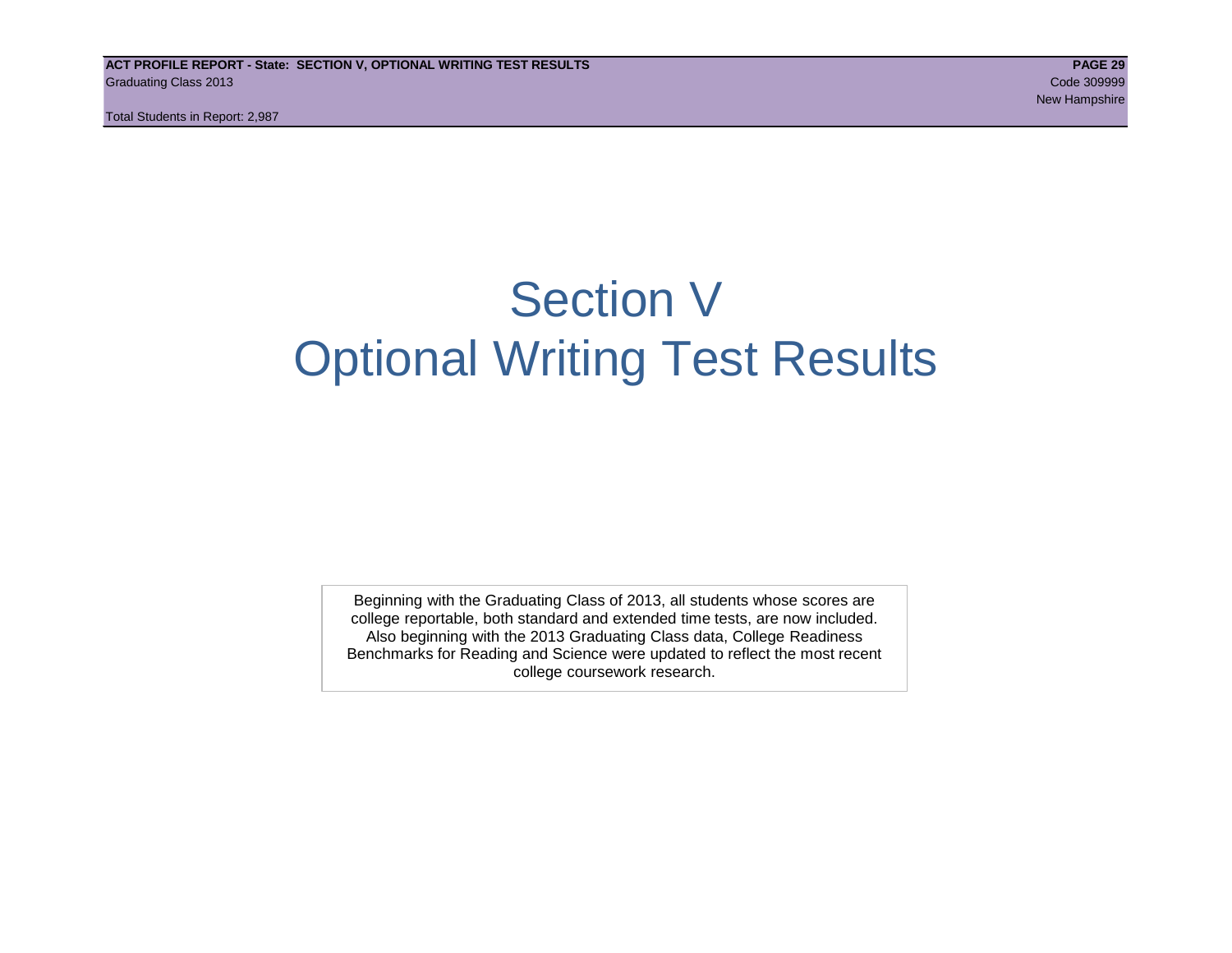# Section V
# Optional Writing Test Results

Beginning with the Graduating Class of 2013, all students whose scores are college reportable, both standard and extended time tests, are now included. Also beginning with the 2013 Graduating Class data, College Readiness Benchmarks for Reading and Science were updated to reflect the most recent college coursework research.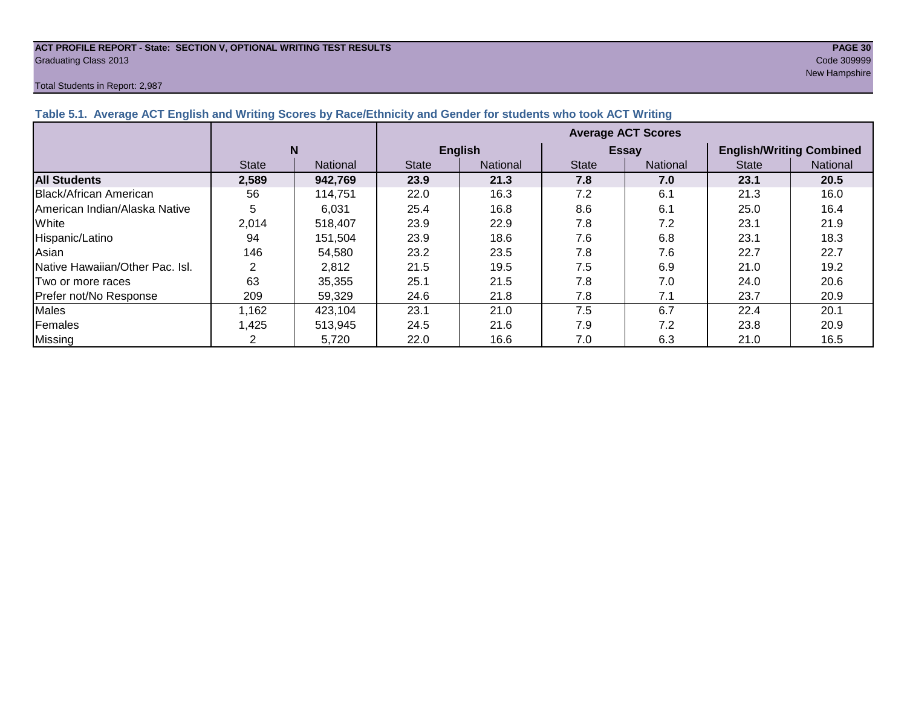ACT PROFILE REPORT - State: SECTION V, OPTIONAL WRITING TEST RESULTS
Graduating Class 2013
Code 309999
New Hampshire
Total Students in Report: 2,987

### Table 5.1. Average ACT English and Writing Scores by Race/Ethnicity and Gender for students who took ACT Writing

| | N | | Average ACT Scores | | | | | |
|---|---|---|---|---|---|---|---|---|
| | | | English | | Essay | | English/Writing Combined | |
| | State | National | State | National | State | National | State | National |
| **All Students** | **2,589** | **942,769** | **23.9** | **21.3** | **7.8** | **7.0** | **23.1** | **20.5** |
| Black/African American | 56 | 114,751 | 22.0 | 16.3 | 7.2 | 6.1 | 21.3 | 16.0 |
| American Indian/Alaska Native | 5 | 6,031 | 25.4 | 16.8 | 8.6 | 6.1 | 25.0 | 16.4 |
| White | 2,014 | 518,407 | 23.9 | 22.9 | 7.8 | 7.2 | 23.1 | 21.9 |
| Hispanic/Latino | 94 | 151,504 | 23.9 | 18.6 | 7.6 | 6.8 | 23.1 | 18.3 |
| Asian | 146 | 54,580 | 23.2 | 23.5 | 7.8 | 7.6 | 22.7 | 22.7 |
| Native Hawaiian/Other Pac. Isl. | 2 | 2,812 | 21.5 | 19.5 | 7.5 | 6.9 | 21.0 | 19.2 |
| Two or more races | 63 | 35,355 | 25.1 | 21.5 | 7.8 | 7.0 | 24.0 | 20.6 |
| Prefer not/No Response | 209 | 59,329 | 24.6 | 21.8 | 7.8 | 7.1 | 23.7 | 20.9 |
| Males | 1,162 | 423,104 | 23.1 | 21.0 | 7.5 | 6.7 | 22.4 | 20.1 |
| Females | 1,425 | 513,945 | 24.5 | 21.6 | 7.9 | 7.2 | 23.8 | 20.9 |
| Missing | 2 | 5,720 | 22.0 | 16.6 | 7.0 | 6.3 | 21.0 | 16.5 |